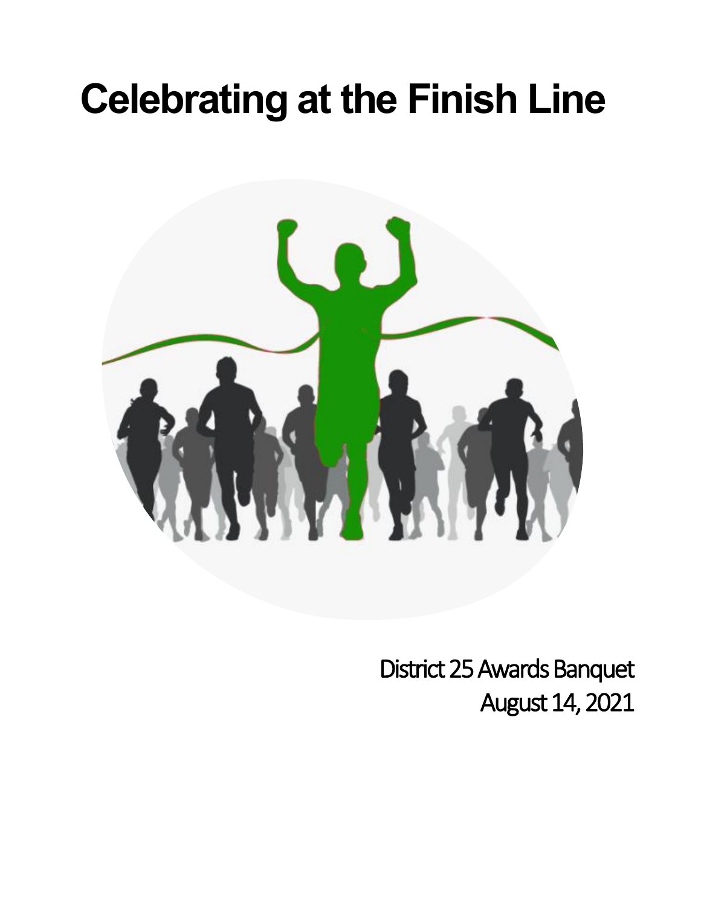# Celebrating at the Finish Line

District 25 Awards Banquet
August 14, 2021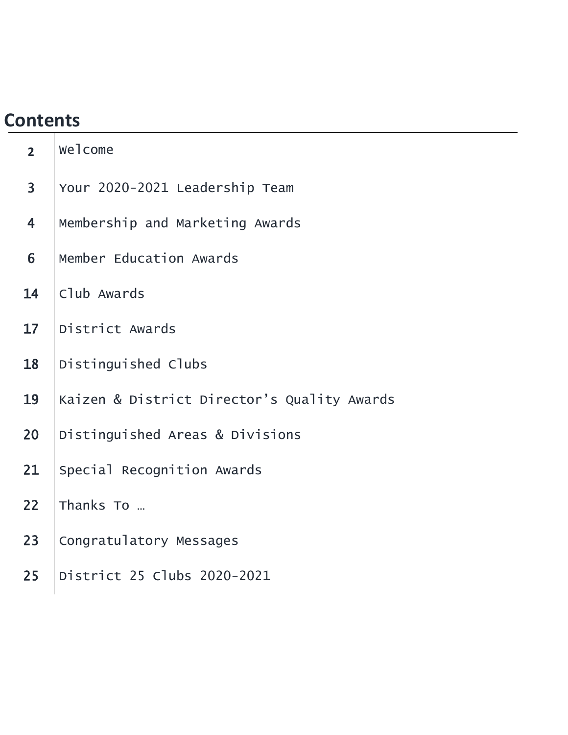## Contents

| | |
|---|---|
| 2 | Welcome |
| 3 | Your 2020-2021 Leadership Team |
| 4 | Membership and Marketing Awards |
| 6 | Member Education Awards |
| 14 | Club Awards |
| 17 | District Awards |
| 18 | Distinguished Clubs |
| 19 | Kaizen & District Director's Quality Awards |
| 20 | Distinguished Areas & Divisions |
| 21 | Special Recognition Awards |
| 22 | Thanks To … |
| 23 | Congratulatory Messages |
| 25 | District 25 Clubs 2020-2021 |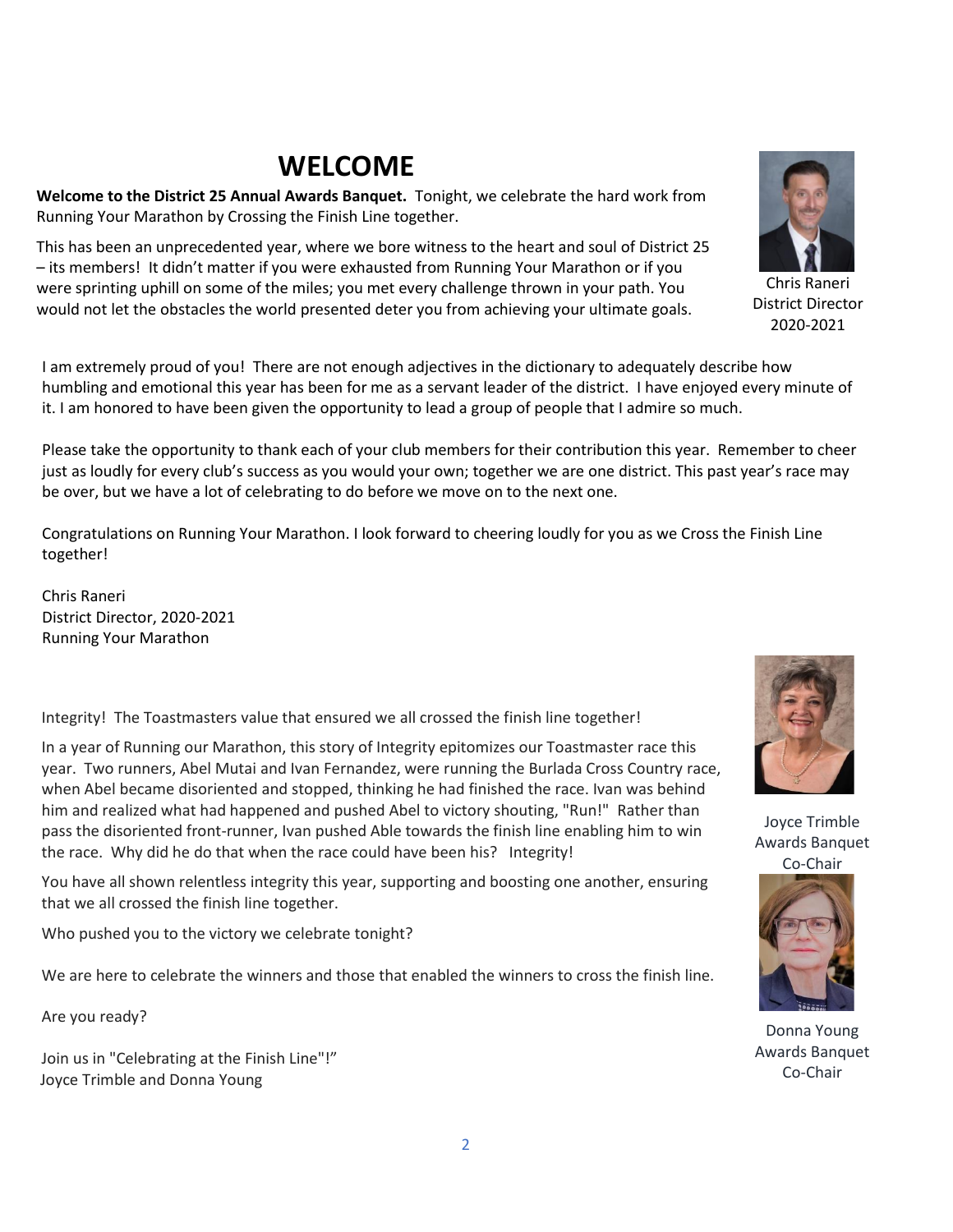# WELCOME

**Welcome to the District 25 Annual Awards Banquet.** Tonight, we celebrate the hard work from Running Your Marathon by Crossing the Finish Line together.

This has been an unprecedented year, where we bore witness to the heart and soul of District 25 – its members! It didn't matter if you were exhausted from Running Your Marathon or if you were sprinting uphill on some of the miles; you met every challenge thrown in your path. You would not let the obstacles the world presented deter you from achieving your ultimate goals.

Chris Raneri
District Director
2020-2021

I am extremely proud of you! There are not enough adjectives in the dictionary to adequately describe how humbling and emotional this year has been for me as a servant leader of the district. I have enjoyed every minute of it. I am honored to have been given the opportunity to lead a group of people that I admire so much.

Please take the opportunity to thank each of your club members for their contribution this year. Remember to cheer just as loudly for every club's success as you would your own; together we are one district. This past year's race may be over, but we have a lot of celebrating to do before we move on to the next one.

Congratulations on Running Your Marathon. I look forward to cheering loudly for you as we Cross the Finish Line together!

Chris Raneri
District Director, 2020-2021
Running Your Marathon

Integrity! The Toastmasters value that ensured we all crossed the finish line together!

In a year of Running our Marathon, this story of Integrity epitomizes our Toastmaster race this year. Two runners, Abel Mutai and Ivan Fernandez, were running the Burlada Cross Country race, when Abel became disoriented and stopped, thinking he had finished the race. Ivan was behind him and realized what had happened and pushed Abel to victory shouting, "Run!" Rather than pass the disoriented front-runner, Ivan pushed Able towards the finish line enabling him to win the race. Why did he do that when the race could have been his? Integrity!

You have all shown relentless integrity this year, supporting and boosting one another, ensuring that we all crossed the finish line together.

Who pushed you to the victory we celebrate tonight?

We are here to celebrate the winners and those that enabled the winners to cross the finish line.

Are you ready?

Join us in "Celebrating at the Finish Line"!"
Joyce Trimble and Donna Young

Joyce Trimble
Awards Banquet
Co-Chair

Donna Young
Awards Banquet
Co-Chair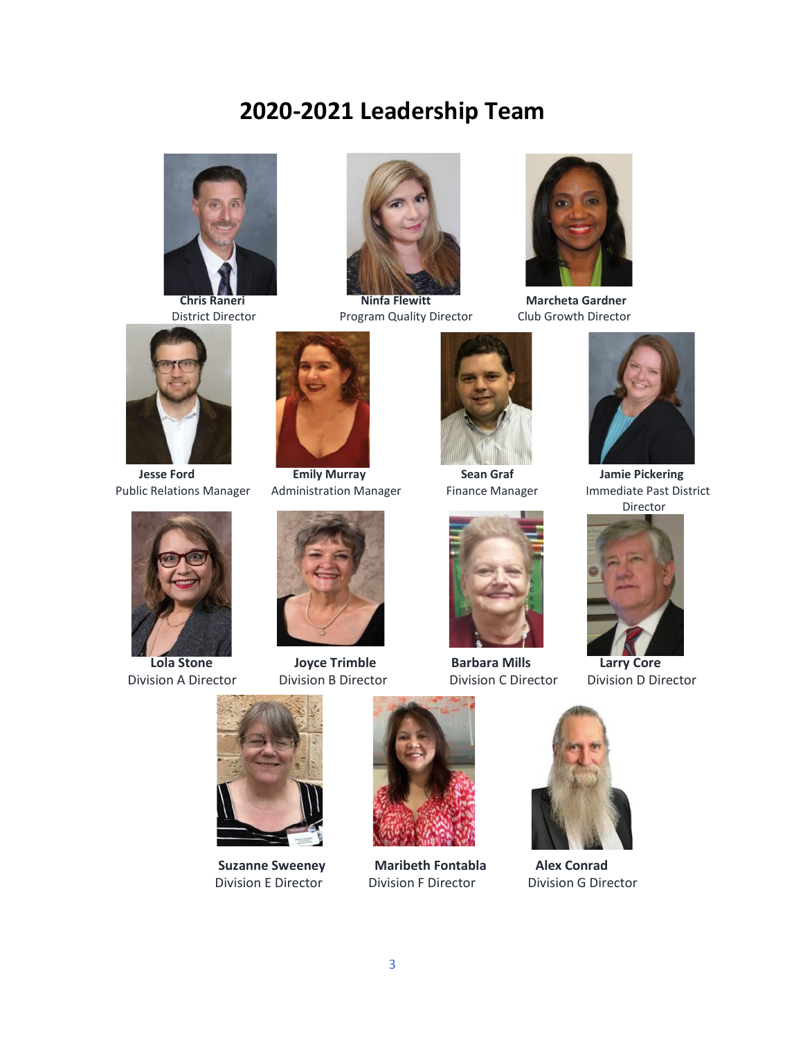# 2020-2021 Leadership Team

**Chris Raneri**
District Director

**Ninfa Flewitt**
Program Quality Director

**Marcheta Gardner**
Club Growth Director

**Jesse Ford**
Public Relations Manager

**Emily Murray**
Administration Manager

**Sean Graf**
Finance Manager

**Jamie Pickering**
Immediate Past District Director

**Lola Stone**
Division A Director

**Joyce Trimble**
Division B Director

**Barbara Mills**
Division C Director

**Larry Core**
Division D Director

**Suzanne Sweeney**
Division E Director

**Maribeth Fontabla**
Division F Director

**Alex Conrad**
Division G Director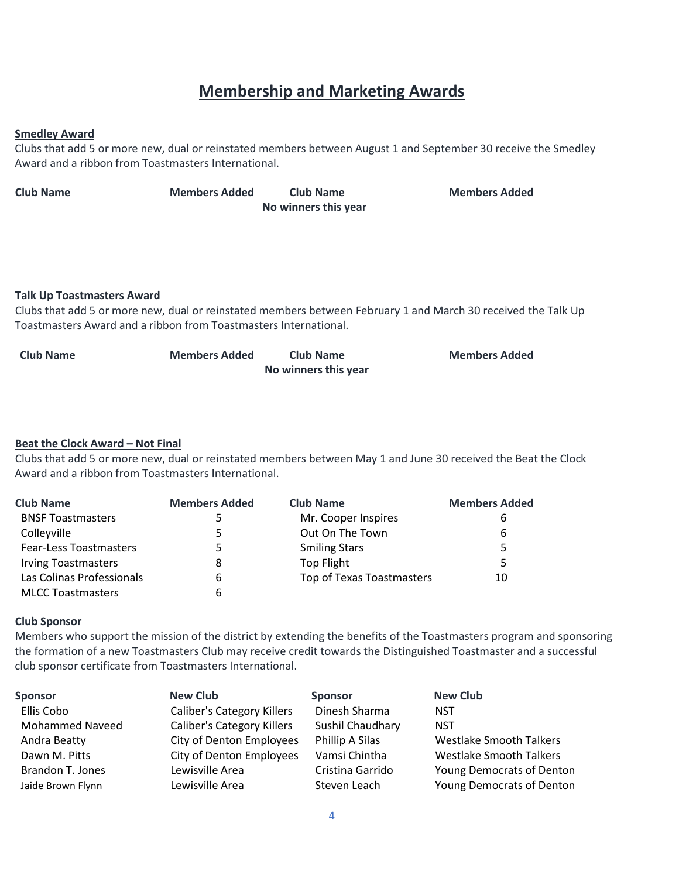# Membership and Marketing Awards

**Smedley Award**

Clubs that add 5 or more new, dual or reinstated members between August 1 and September 30 receive the Smedley Award and a ribbon from Toastmasters International.

| Club Name | Members Added | Club Name | Members Added |
|---|---|---|---|
| | | **No winners this year** | |

**Talk Up Toastmasters Award**

Clubs that add 5 or more new, dual or reinstated members between February 1 and March 30 received the Talk Up Toastmasters Award and a ribbon from Toastmasters International.

| Club Name | Members Added | Club Name | Members Added |
|---|---|---|---|
| | | **No winners this year** | |

**Beat the Clock Award – Not Final**

Clubs that add 5 or more new, dual or reinstated members between May 1 and June 30 received the Beat the Clock Award and a ribbon from Toastmasters International.

| Club Name | Members Added | Club Name | Members Added |
|---|---|---|---|
| BNSF Toastmasters | 5 | Mr. Cooper Inspires | 6 |
| Colleyville | 5 | Out On The Town | 6 |
| Fear-Less Toastmasters | 5 | Smiling Stars | 5 |
| Irving Toastmasters | 8 | Top Flight | 5 |
| Las Colinas Professionals | 6 | Top of Texas Toastmasters | 10 |
| MLCC Toastmasters | 6 | | |

**Club Sponsor**

Members who support the mission of the district by extending the benefits of the Toastmasters program and sponsoring the formation of a new Toastmasters Club may receive credit towards the Distinguished Toastmaster and a successful club sponsor certificate from Toastmasters International.

| Sponsor | New Club | Sponsor | New Club |
|---|---|---|---|
| Ellis Cobo | Caliber's Category Killers | Dinesh Sharma | NST |
| Mohammed Naveed | Caliber's Category Killers | Sushil Chaudhary | NST |
| Andra Beatty | City of Denton Employees | Phillip A Silas | Westlake Smooth Talkers |
| Dawn M. Pitts | City of Denton Employees | Vamsi Chintha | Westlake Smooth Talkers |
| Brandon T. Jones | Lewisville Area | Cristina Garrido | Young Democrats of Denton |
| Jaide Brown Flynn | Lewisville Area | Steven Leach | Young Democrats of Denton |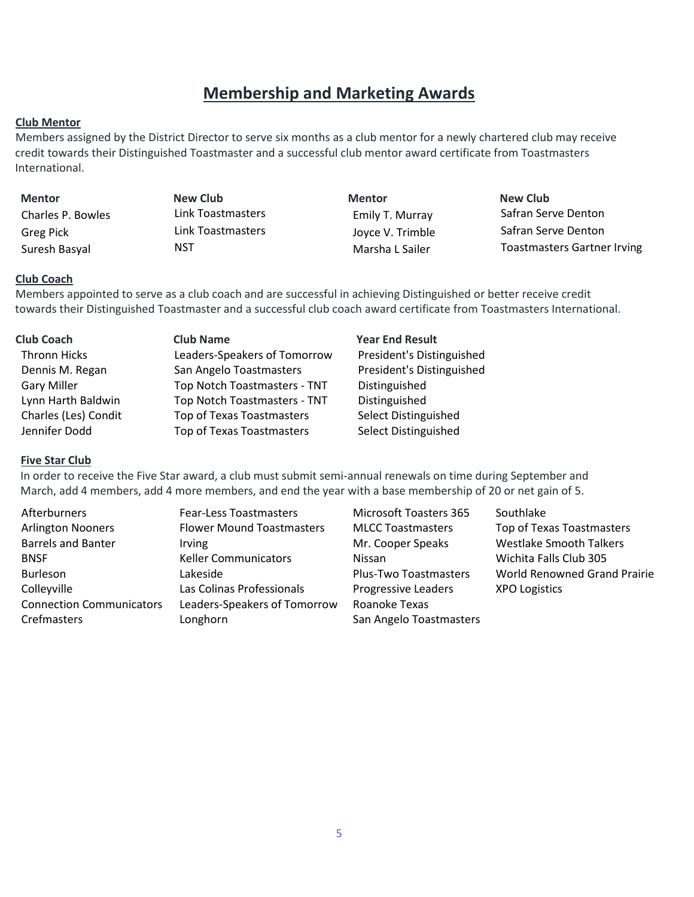# Membership and Marketing Awards

**Club Mentor**

Members assigned by the District Director to serve six months as a club mentor for a newly chartered club may receive credit towards their Distinguished Toastmaster and a successful club mentor award certificate from Toastmasters International.

| Mentor | New Club | Mentor | New Club |
|---|---|---|---|
| Charles P. Bowles | Link Toastmasters | Emily T. Murray | Safran Serve Denton |
| Greg Pick | Link Toastmasters | Joyce V. Trimble | Safran Serve Denton |
| Suresh Basyal | NST | Marsha L Sailer | Toastmasters Gartner Irving |

**Club Coach**

Members appointed to serve as a club coach and are successful in achieving Distinguished or better receive credit towards their Distinguished Toastmaster and a successful club coach award certificate from Toastmasters International.

| Club Coach | Club Name | Year End Result |
|---|---|---|
| Thronn Hicks | Leaders-Speakers of Tomorrow | President's Distinguished |
| Dennis M. Regan | San Angelo Toastmasters | President's Distinguished |
| Gary Miller | Top Notch Toastmasters - TNT | Distinguished |
| Lynn Harth Baldwin | Top Notch Toastmasters - TNT | Distinguished |
| Charles (Les) Condit | Top of Texas Toastmasters | Select Distinguished |
| Jennifer Dodd | Top of Texas Toastmasters | Select Distinguished |

**Five Star Club**

In order to receive the Five Star award, a club must submit semi-annual renewals on time during September and March, add 4 members, add 4 more members, and end the year with a base membership of 20 or net gain of 5.

| | | | |
|---|---|---|---|
| Afterburners | Fear-Less Toastmasters | Microsoft Toasters 365 | Southlake |
| Arlington Nooners | Flower Mound Toastmasters | MLCC Toastmasters | Top of Texas Toastmasters |
| Barrels and Banter | Irving | Mr. Cooper Speaks | Westlake Smooth Talkers |
| BNSF | Keller Communicators | Nissan | Wichita Falls Club 305 |
| Burleson | Lakeside | Plus-Two Toastmasters | World Renowned Grand Prairie |
| Colleyville | Las Colinas Professionals | Progressive Leaders | XPO Logistics |
| Connection Communicators | Leaders-Speakers of Tomorrow | Roanoke Texas | |
| Crefmasters | Longhorn | San Angelo Toastmasters | |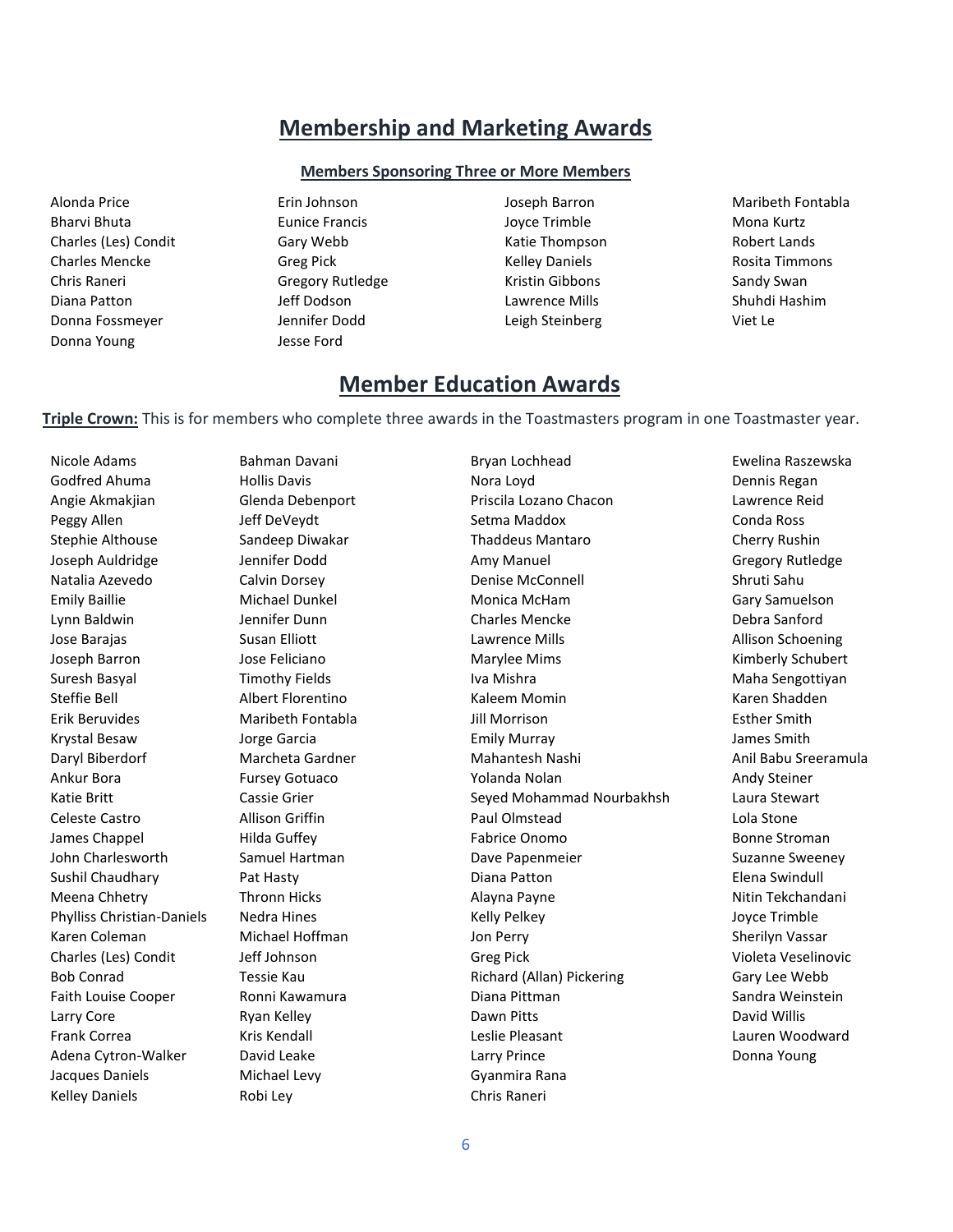## Membership and Marketing Awards

### Members Sponsoring Three or More Members

- Alonda Price
- Bharvi Bhuta
- Charles (Les) Condit
- Charles Mencke
- Chris Raneri
- Diana Patton
- Donna Fossmeyer
- Donna Young
- Erin Johnson
- Eunice Francis
- Gary Webb
- Greg Pick
- Gregory Rutledge
- Jeff Dodson
- Jennifer Dodd
- Jesse Ford
- Joseph Barron
- Joyce Trimble
- Katie Thompson
- Kelley Daniels
- Kristin Gibbons
- Lawrence Mills
- Leigh Steinberg
- Maribeth Fontabla
- Mona Kurtz
- Robert Lands
- Rosita Timmons
- Sandy Swan
- Shuhdi Hashim
- Viet Le

## Member Education Awards

**Triple Crown:** This is for members who complete three awards in the Toastmasters program in one Toastmaster year.

- Nicole Adams
- Godfred Ahuma
- Angie Akmakjian
- Peggy Allen
- Stephie Althouse
- Joseph Auldridge
- Natalia Azevedo
- Emily Baillie
- Lynn Baldwin
- Jose Barajas
- Joseph Barron
- Suresh Basyal
- Steffie Bell
- Erik Beruvides
- Krystal Besaw
- Daryl Biberdorf
- Ankur Bora
- Katie Britt
- Celeste Castro
- James Chappel
- John Charlesworth
- Sushil Chaudhary
- Meena Chhetry
- Phylliss Christian-Daniels
- Karen Coleman
- Charles (Les) Condit
- Bob Conrad
- Faith Louise Cooper
- Larry Core
- Frank Correa
- Adena Cytron-Walker
- Jacques Daniels
- Kelley Daniels
- Bahman Davani
- Hollis Davis
- Glenda Debenport
- Jeff DeVeydt
- Sandeep Diwakar
- Jennifer Dodd
- Calvin Dorsey
- Michael Dunkel
- Jennifer Dunn
- Susan Elliott
- Jose Feliciano
- Timothy Fields
- Albert Florentino
- Maribeth Fontabla
- Jorge Garcia
- Marcheta Gardner
- Fursey Gotuaco
- Cassie Grier
- Allison Griffin
- Hilda Guffey
- Samuel Hartman
- Pat Hasty
- Thronn Hicks
- Nedra Hines
- Michael Hoffman
- Jeff Johnson
- Tessie Kau
- Ronni Kawamura
- Ryan Kelley
- Kris Kendall
- David Leake
- Michael Levy
- Robi Ley
- Bryan Lochhead
- Nora Loyd
- Priscila Lozano Chacon
- Setma Maddox
- Thaddeus Mantaro
- Amy Manuel
- Denise McConnell
- Monica McHam
- Charles Mencke
- Lawrence Mills
- Marylee Mims
- Iva Mishra
- Kaleem Momin
- Jill Morrison
- Emily Murray
- Mahantesh Nashi
- Yolanda Nolan
- Seyed Mohammad Nourbakhsh
- Paul Olmstead
- Fabrice Onomo
- Dave Papenmeier
- Diana Patton
- Alayna Payne
- Kelly Pelkey
- Jon Perry
- Greg Pick
- Richard (Allan) Pickering
- Diana Pittman
- Dawn Pitts
- Leslie Pleasant
- Larry Prince
- Gyanmira Rana
- Chris Raneri
- Ewelina Raszewska
- Dennis Regan
- Lawrence Reid
- Conda Ross
- Cherry Rushin
- Gregory Rutledge
- Shruti Sahu
- Gary Samuelson
- Debra Sanford
- Allison Schoening
- Kimberly Schubert
- Maha Sengottiyan
- Karen Shadden
- Esther Smith
- James Smith
- Anil Babu Sreeramula
- Andy Steiner
- Laura Stewart
- Lola Stone
- Bonne Stroman
- Suzanne Sweeney
- Elena Swindull
- Nitin Tekchandani
- Joyce Trimble
- Sherilyn Vassar
- Violeta Veselinovic
- Gary Lee Webb
- Sandra Weinstein
- David Willis
- Lauren Woodward
- Donna Young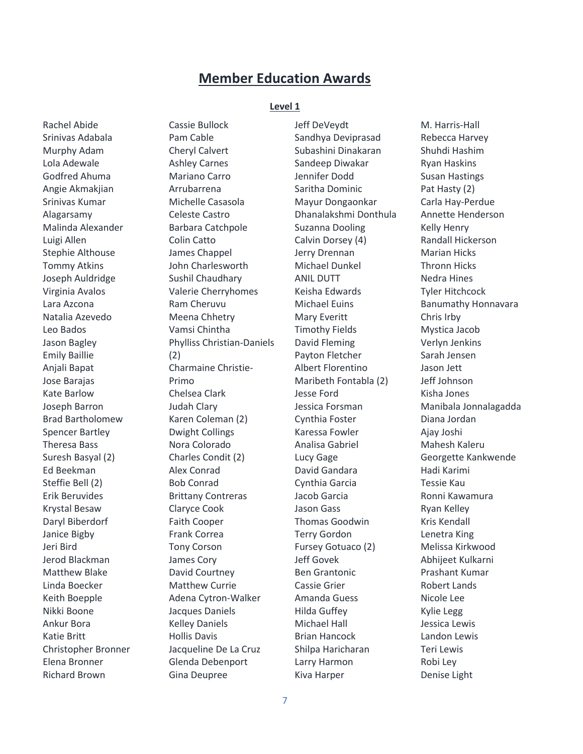# Member Education Awards

### Level 1

Rachel Abide
Srinivas Adabala
Murphy Adam
Lola Adewale
Godfred Ahuma
Angie Akmakjian
Srinivas Kumar Alagarsamy
Malinda Alexander
Luigi Allen
Stephie Althouse
Tommy Atkins
Joseph Auldridge
Virginia Avalos
Lara Azcona
Natalia Azevedo
Leo Bados
Jason Bagley
Emily Baillie
Anjali Bapat
Jose Barajas
Kate Barlow
Joseph Barron
Brad Bartholomew
Spencer Bartley
Theresa Bass
Suresh Basyal (2)
Ed Beekman
Steffie Bell (2)
Erik Beruvides
Krystal Besaw
Daryl Biberdorf
Janice Bigby
Jeri Bird
Jerod Blackman
Matthew Blake
Linda Boecker
Keith Boepple
Nikki Boone
Ankur Bora
Katie Britt
Christopher Bronner
Elena Bronner
Richard Brown
Cassie Bullock
Pam Cable
Cheryl Calvert
Ashley Carnes
Mariano Carro Arrubarrena
Michelle Casasola
Celeste Castro
Barbara Catchpole
Colin Catto
James Chappel
John Charlesworth
Sushil Chaudhary
Valerie Cherryhomes
Ram Cheruvu
Meena Chhetry
Vamsi Chintha
Phylliss Christian-Daniels (2)
Charmaine Christie-Primo
Chelsea Clark
Judah Clary
Karen Coleman (2)
Dwight Collings
Nora Colorado
Charles Condit (2)
Alex Conrad
Bob Conrad
Brittany Contreras
Claryce Cook
Faith Cooper
Frank Correa
Tony Corson
James Cory
David Courtney
Matthew Currie
Adena Cytron-Walker
Jacques Daniels
Kelley Daniels
Hollis Davis
Jacqueline De La Cruz
Glenda Debenport
Gina Deupree
Jeff DeVeydt
Sandhya Deviprasad
Subashini Dinakaran
Sandeep Diwakar
Jennifer Dodd
Saritha Dominic
Mayur Dongaonkar
Dhanalakshmi Donthula
Suzanna Dooling
Calvin Dorsey (4)
Jerry Drennan
Michael Dunkel
ANIL DUTT
Keisha Edwards
Michael Euins
Mary Everitt
Timothy Fields
David Fleming
Payton Fletcher
Albert Florentino
Maribeth Fontabla (2)
Jesse Ford
Jessica Forsman
Cynthia Foster
Karessa Fowler
Analisa Gabriel
Lucy Gage
David Gandara
Cynthia Garcia
Jacob Garcia
Jason Gass
Thomas Goodwin
Terry Gordon
Fursey Gotuaco (2)
Jeff Govek
Ben Grantonic
Cassie Grier
Amanda Guess
Hilda Guffey
Michael Hall
Brian Hancock
Shilpa Haricharan
Larry Harmon
Kiva Harper
M. Harris-Hall
Rebecca Harvey
Shuhdi Hashim
Ryan Haskins
Susan Hastings
Pat Hasty (2)
Carla Hay-Perdue
Annette Henderson
Kelly Henry
Randall Hickerson
Marian Hicks
Thronn Hicks
Nedra Hines
Tyler Hitchcock
Banumathy Honnavara
Chris Irby
Mystica Jacob
Verlyn Jenkins
Sarah Jensen
Jason Jett
Jeff Johnson
Kisha Jones
Manibala Jonnalagadda
Diana Jordan
Ajay Joshi
Mahesh Kaleru
Georgette Kankwende
Hadi Karimi
Tessie Kau
Ronni Kawamura
Ryan Kelley
Kris Kendall
Lenetra King
Melissa Kirkwood
Abhijeet Kulkarni
Prashant Kumar
Robert Lands
Nicole Lee
Kylie Legg
Jessica Lewis
Landon Lewis
Teri Lewis
Robi Ley
Denise Light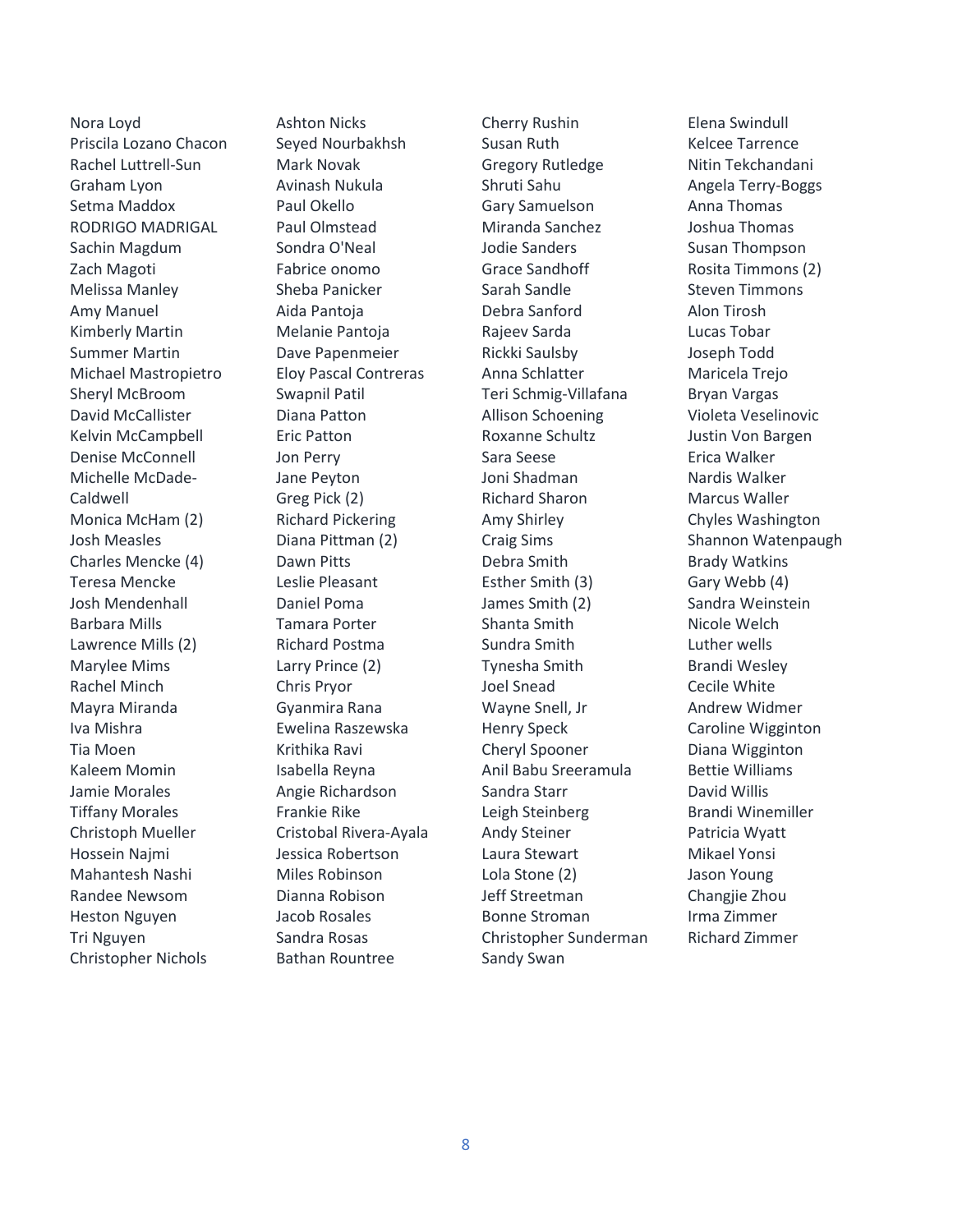Nora Loyd
Priscila Lozano Chacon
Rachel Luttrell-Sun
Graham Lyon
Setma Maddox
RODRIGO MADRIGAL
Sachin Magdum
Zach Magoti
Melissa Manley
Amy Manuel
Kimberly Martin
Summer Martin
Michael Mastropietro
Sheryl McBroom
David McCallister
Kelvin McCampbell
Denise McConnell
Michelle McDade-Caldwell
Monica McHam (2)
Josh Measles
Charles Mencke (4)
Teresa Mencke
Josh Mendenhall
Barbara Mills
Lawrence Mills (2)
Marylee Mims
Rachel Minch
Mayra Miranda
Iva Mishra
Tia Moen
Kaleem Momin
Jamie Morales
Tiffany Morales
Christoph Mueller
Hossein Najmi
Mahantesh Nashi
Randee Newsom
Heston Nguyen
Tri Nguyen
Christopher Nichols
Ashton Nicks
Seyed Nourbakhsh
Mark Novak
Avinash Nukula
Paul Okello
Paul Olmstead
Sondra O'Neal
Fabrice onomo
Sheba Panicker
Aida Pantoja
Melanie Pantoja
Dave Papenmeier
Eloy Pascal Contreras
Swapnil Patil
Diana Patton
Eric Patton
Jon Perry
Jane Peyton
Greg Pick (2)
Richard Pickering
Diana Pittman (2)
Dawn Pitts
Leslie Pleasant
Daniel Poma
Tamara Porter
Richard Postma
Larry Prince (2)
Chris Pryor
Gyanmira Rana
Ewelina Raszewska
Krithika Ravi
Isabella Reyna
Angie Richardson
Frankie Rike
Cristobal Rivera-Ayala
Jessica Robertson
Miles Robinson
Dianna Robison
Jacob Rosales
Sandra Rosas
Bathan Rountree
Cherry Rushin
Susan Ruth
Gregory Rutledge
Shruti Sahu
Gary Samuelson
Miranda Sanchez
Jodie Sanders
Grace Sandhoff
Sarah Sandle
Debra Sanford
Rajeev Sarda
Rickki Saulsby
Anna Schlatter
Teri Schmig-Villafana
Allison Schoening
Roxanne Schultz
Sara Seese
Joni Shadman
Richard Sharon
Amy Shirley
Craig Sims
Debra Smith
Esther Smith (3)
James Smith (2)
Shanta Smith
Sundra Smith
Tynesha Smith
Joel Snead
Wayne Snell, Jr
Henry Speck
Cheryl Spooner
Anil Babu Sreeramula
Sandra Starr
Leigh Steinberg
Andy Steiner
Laura Stewart
Lola Stone (2)
Jeff Streetman
Bonne Stroman
Christopher Sunderman
Sandy Swan
Elena Swindull
Kelcee Tarrence
Nitin Tekchandani
Angela Terry-Boggs
Anna Thomas
Joshua Thomas
Susan Thompson
Rosita Timmons (2)
Steven Timmons
Alon Tirosh
Lucas Tobar
Joseph Todd
Maricela Trejo
Bryan Vargas
Violeta Veselinovic
Justin Von Bargen
Erica Walker
Nardis Walker
Marcus Waller
Chyles Washington
Shannon Watenpaugh
Brady Watkins
Gary Webb (4)
Sandra Weinstein
Nicole Welch
Luther wells
Brandi Wesley
Cecile White
Andrew Widmer
Caroline Wigginton
Diana Wigginton
Bettie Williams
David Willis
Brandi Winemiller
Patricia Wyatt
Mikael Yonsi
Jason Young
Changjie Zhou
Irma Zimmer
Richard Zimmer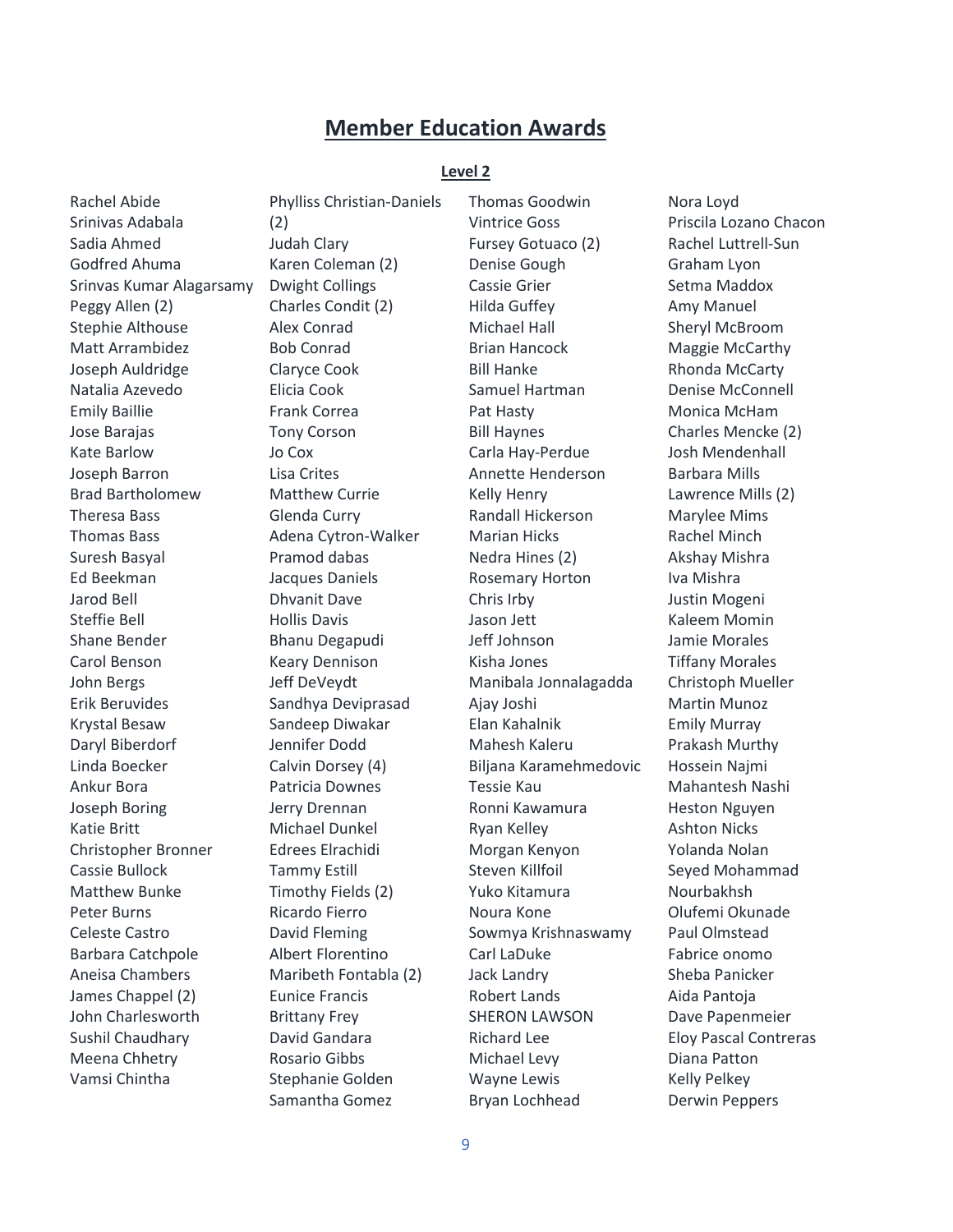# Member Education Awards

## Level 2

Rachel Abide
Srinivas Adabala
Sadia Ahmed
Godfred Ahuma
Srinvas Kumar Alagarsamy
Peggy Allen (2)
Stephie Althouse
Matt Arrambidez
Joseph Auldridge
Natalia Azevedo
Emily Baillie
Jose Barajas
Kate Barlow
Joseph Barron
Brad Bartholomew
Theresa Bass
Thomas Bass
Suresh Basyal
Ed Beekman
Jarod Bell
Steffie Bell
Shane Bender
Carol Benson
John Bergs
Erik Beruvides
Krystal Besaw
Daryl Biberdorf
Linda Boecker
Ankur Bora
Joseph Boring
Katie Britt
Christopher Bronner
Cassie Bullock
Matthew Bunke
Peter Burns
Celeste Castro
Barbara Catchpole
Aneisa Chambers
James Chappel (2)
John Charlesworth
Sushil Chaudhary
Meena Chhetry
Vamsi Chintha
Phylliss Christian-Daniels (2)
Judah Clary
Karen Coleman (2)
Dwight Collings
Charles Condit (2)
Alex Conrad
Bob Conrad
Claryce Cook
Elicia Cook
Frank Correa
Tony Corson
Jo Cox
Lisa Crites
Matthew Currie
Glenda Curry
Adena Cytron-Walker
Pramod dabas
Jacques Daniels
Dhvanit Dave
Hollis Davis
Bhanu Degapudi
Keary Dennison
Jeff DeVeydt
Sandhya Deviprasad
Sandeep Diwakar
Jennifer Dodd
Calvin Dorsey (4)
Patricia Downes
Jerry Drennan
Michael Dunkel
Edrees Elrachidi
Tammy Estill
Timothy Fields (2)
Ricardo Fierro
David Fleming
Albert Florentino
Maribeth Fontabla (2)
Eunice Francis
Brittany Frey
David Gandara
Rosario Gibbs
Stephanie Golden
Samantha Gomez
Thomas Goodwin
Vintrice Goss
Fursey Gotuaco (2)
Denise Gough
Cassie Grier
Hilda Guffey
Michael Hall
Brian Hancock
Bill Hanke
Samuel Hartman
Pat Hasty
Bill Haynes
Carla Hay-Perdue
Annette Henderson
Kelly Henry
Randall Hickerson
Marian Hicks
Nedra Hines (2)
Rosemary Horton
Chris Irby
Jason Jett
Jeff Johnson
Kisha Jones
Manibala Jonnalagadda
Ajay Joshi
Elan Kahalnik
Mahesh Kaleru
Biljana Karamehmedovic
Tessie Kau
Ronni Kawamura
Ryan Kelley
Morgan Kenyon
Steven Killfoil
Yuko Kitamura
Noura Kone
Sowmya Krishnaswamy
Carl LaDuke
Jack Landry
Robert Lands
SHERON LAWSON
Richard Lee
Michael Levy
Wayne Lewis
Bryan Lochhead
Nora Loyd
Priscila Lozano Chacon
Rachel Luttrell-Sun
Graham Lyon
Setma Maddox
Amy Manuel
Sheryl McBroom
Maggie McCarthy
Rhonda McCarty
Denise McConnell
Monica McHam
Charles Mencke (2)
Josh Mendenhall
Barbara Mills
Lawrence Mills (2)
Marylee Mims
Rachel Minch
Akshay Mishra
Iva Mishra
Justin Mogeni
Kaleem Momin
Jamie Morales
Tiffany Morales
Christoph Mueller
Martin Munoz
Emily Murray
Prakash Murthy
Hossein Najmi
Mahantesh Nashi
Heston Nguyen
Ashton Nicks
Yolanda Nolan
Seyed Mohammad Nourbakhsh
Olufemi Okunade
Paul Olmstead
Fabrice onomo
Sheba Panicker
Aida Pantoja
Dave Papenmeier
Eloy Pascal Contreras
Diana Patton
Kelly Pelkey
Derwin Peppers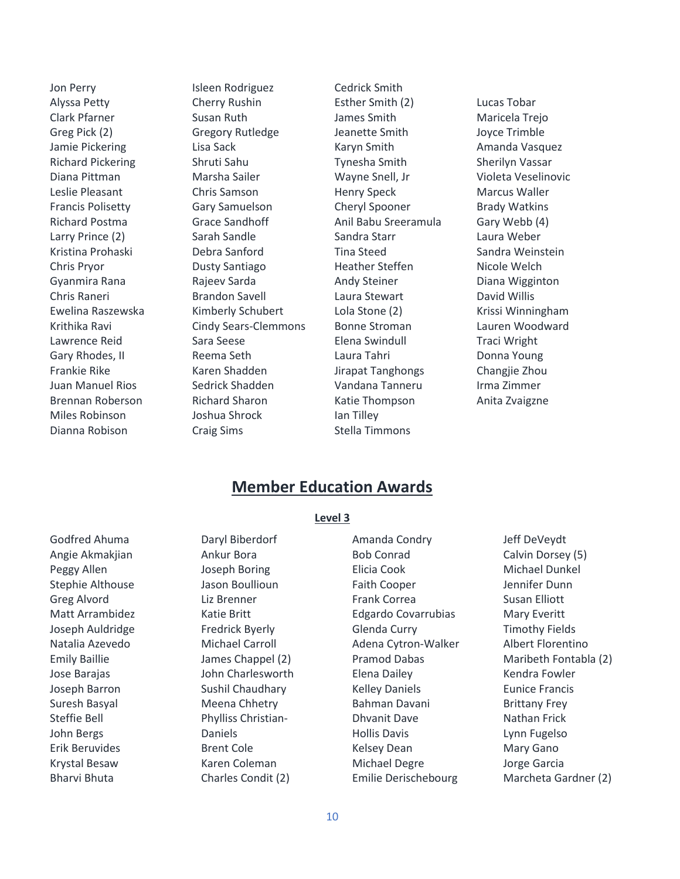Jon Perry
Alyssa Petty
Clark Pfarner
Greg Pick (2)
Jamie Pickering
Richard Pickering
Diana Pittman
Leslie Pleasant
Francis Polisetty
Richard Postma
Larry Prince (2)
Kristina Prohaski
Chris Pryor
Gyanmira Rana
Chris Raneri
Ewelina Raszewska
Krithika Ravi
Lawrence Reid
Gary Rhodes, II
Frankie Rike
Juan Manuel Rios
Brennan Roberson
Miles Robinson
Dianna Robison
Isleen Rodriguez
Cherry Rushin
Susan Ruth
Gregory Rutledge
Lisa Sack
Shruti Sahu
Marsha Sailer
Chris Samson
Gary Samuelson
Grace Sandhoff
Sarah Sandle
Debra Sanford
Dusty Santiago
Rajeev Sarda
Brandon Savell
Kimberly Schubert
Cindy Sears-Clemmons
Sara Seese
Reema Seth
Karen Shadden
Sedrick Shadden
Richard Sharon
Joshua Shrock
Craig Sims
Cedrick Smith
Esther Smith (2)
James Smith
Jeanette Smith
Karyn Smith
Tynesha Smith
Wayne Snell, Jr
Henry Speck
Cheryl Spooner
Anil Babu Sreeramula
Sandra Starr
Tina Steed
Heather Steffen
Andy Steiner
Laura Stewart
Lola Stone (2)
Bonne Stroman
Elena Swindull
Laura Tahri
Jirapat Tanghongs
Vandana Tanneru
Katie Thompson
Ian Tilley
Stella Timmons
Lucas Tobar
Maricela Trejo
Joyce Trimble
Amanda Vasquez
Sherilyn Vassar
Violeta Veselinovic
Marcus Waller
Brady Watkins
Gary Webb (4)
Laura Weber
Sandra Weinstein
Nicole Welch
Diana Wigginton
David Willis
Krissi Winningham
Lauren Woodward
Traci Wright
Donna Young
Changjie Zhou
Irma Zimmer
Anita Zvaigzne

## Member Education Awards

### Level 3

Godfred Ahuma
Angie Akmakjian
Peggy Allen
Stephie Althouse
Greg Alvord
Matt Arrambidez
Joseph Auldridge
Natalia Azevedo
Emily Baillie
Jose Barajas
Joseph Barron
Suresh Basyal
Steffie Bell
John Bergs
Erik Beruvides
Krystal Besaw
Bharvi Bhuta
Daryl Biberdorf
Ankur Bora
Joseph Boring
Jason Boullioun
Liz Brenner
Katie Britt
Fredrick Byerly
Michael Carroll
James Chappel (2)
John Charlesworth
Sushil Chaudhary
Meena Chhetry
Phylliss Christian-Daniels
Brent Cole
Karen Coleman
Charles Condit (2)
Amanda Condry
Bob Conrad
Elicia Cook
Faith Cooper
Frank Correa
Edgardo Covarrubias
Glenda Curry
Adena Cytron-Walker
Pramod Dabas
Elena Dailey
Kelley Daniels
Bahman Davani
Dhvanit Dave
Hollis Davis
Kelsey Dean
Michael Degre
Emilie Derischebourg
Jeff DeVeydt
Calvin Dorsey (5)
Michael Dunkel
Jennifer Dunn
Susan Elliott
Mary Everitt
Timothy Fields
Albert Florentino
Maribeth Fontabla (2)
Kendra Fowler
Eunice Francis
Brittany Frey
Nathan Frick
Lynn Fugelso
Mary Gano
Jorge Garcia
Marcheta Gardner (2)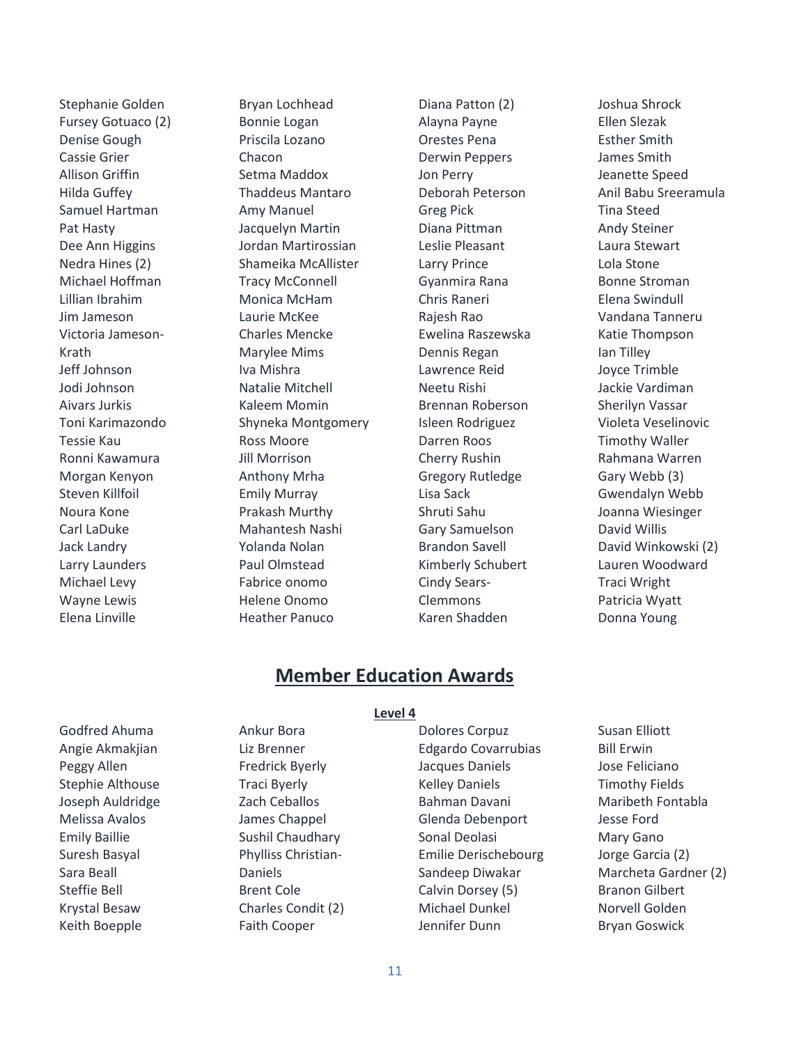Stephanie Golden
Fursey Gotuaco (2)
Denise Gough
Cassie Grier
Allison Griffin
Hilda Guffey
Samuel Hartman
Pat Hasty
Dee Ann Higgins
Nedra Hines (2)
Michael Hoffman
Lillian Ibrahim
Jim Jameson
Victoria Jameson-Krath
Jeff Johnson
Jodi Johnson
Aivars Jurkis
Toni Karimazondo
Tessie Kau
Ronni Kawamura
Morgan Kenyon
Steven Killfoil
Noura Kone
Carl LaDuke
Jack Landry
Larry Launders
Michael Levy
Wayne Lewis
Elena Linville
Bryan Lochhead
Bonnie Logan
Priscila Lozano Chacon
Setma Maddox
Thaddeus Mantaro
Amy Manuel
Jacquelyn Martin
Jordan Martirossian
Shameika McAllister
Tracy McConnell
Monica McHam
Laurie McKee
Charles Mencke
Marylee Mims
Iva Mishra
Natalie Mitchell
Kaleem Momin
Shyneka Montgomery
Ross Moore
Jill Morrison
Anthony Mrha
Emily Murray
Prakash Murthy
Mahantesh Nashi
Yolanda Nolan
Paul Olmstead
Fabrice onomo
Helene Onomo
Heather Panuco
Diana Patton (2)
Alayna Payne
Orestes Pena
Derwin Peppers
Jon Perry
Deborah Peterson
Greg Pick
Diana Pittman
Leslie Pleasant
Larry Prince
Gyanmira Rana
Chris Raneri
Rajesh Rao
Ewelina Raszewska
Dennis Regan
Lawrence Reid
Neetu Rishi
Brennan Roberson
Isleen Rodriguez
Darren Roos
Cherry Rushin
Gregory Rutledge
Lisa Sack
Shruti Sahu
Gary Samuelson
Brandon Savell
Kimberly Schubert
Cindy Sears-Clemmons
Karen Shadden
Joshua Shrock
Ellen Slezak
Esther Smith
James Smith
Jeanette Speed
Anil Babu Sreeramula
Tina Steed
Andy Steiner
Laura Stewart
Lola Stone
Bonne Stroman
Elena Swindull
Vandana Tanneru
Katie Thompson
Ian Tilley
Joyce Trimble
Jackie Vardiman
Sherilyn Vassar
Violeta Veselinovic
Timothy Waller
Rahmana Warren
Gary Webb (3)
Gwendalyn Webb
Joanna Wiesinger
David Willis
David Winkowski (2)
Lauren Woodward
Traci Wright
Patricia Wyatt
Donna Young

## Member Education Awards

**Level 4**

Godfred Ahuma
Angie Akmakjian
Peggy Allen
Stephie Althouse
Joseph Auldridge
Melissa Avalos
Emily Baillie
Suresh Basyal
Sara Beall
Steffie Bell
Krystal Besaw
Keith Boepple
Ankur Bora
Liz Brenner
Fredrick Byerly
Traci Byerly
Zach Ceballos
James Chappel
Sushil Chaudhary
Phylliss Christian-Daniels
Brent Cole
Charles Condit (2)
Faith Cooper
Dolores Corpuz
Edgardo Covarrubias
Jacques Daniels
Kelley Daniels
Bahman Davani
Glenda Debenport
Sonal Deolasi
Emilie Derischebourg
Sandeep Diwakar
Calvin Dorsey (5)
Michael Dunkel
Jennifer Dunn
Susan Elliott
Bill Erwin
Jose Feliciano
Timothy Fields
Maribeth Fontabla
Jesse Ford
Mary Gano
Jorge Garcia (2)
Marcheta Gardner (2)
Branon Gilbert
Norvell Golden
Bryan Goswick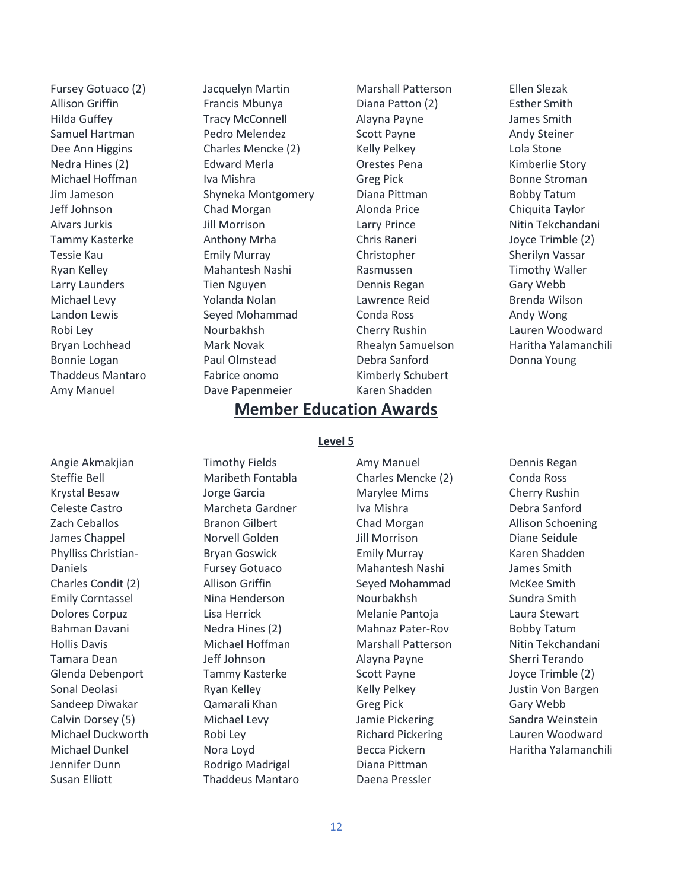Fursey Gotuaco (2)
Allison Griffin
Hilda Guffey
Samuel Hartman
Dee Ann Higgins
Nedra Hines (2)
Michael Hoffman
Jim Jameson
Jeff Johnson
Aivars Jurkis
Tammy Kasterke
Tessie Kau
Ryan Kelley
Larry Launders
Michael Levy
Landon Lewis
Robi Ley
Bryan Lochhead
Bonnie Logan
Thaddeus Mantaro
Amy Manuel
Jacquelyn Martin
Francis Mbunya
Tracy McConnell
Pedro Melendez
Charles Mencke (2)
Edward Merla
Iva Mishra
Shyneka Montgomery
Chad Morgan
Jill Morrison
Anthony Mrha
Emily Murray
Mahantesh Nashi
Tien Nguyen
Yolanda Nolan
Seyed Mohammad Nourbakhsh
Mark Novak
Paul Olmstead
Fabrice onomo
Dave Papenmeier
Marshall Patterson
Diana Patton (2)
Alayna Payne
Scott Payne
Kelly Pelkey
Orestes Pena
Greg Pick
Diana Pittman
Alonda Price
Larry Prince
Chris Raneri
Christopher Rasmussen
Dennis Regan
Lawrence Reid
Conda Ross
Cherry Rushin
Rhealyn Samuelson
Debra Sanford
Kimberly Schubert
Karen Shadden
Ellen Slezak
Esther Smith
James Smith
Andy Steiner
Lola Stone
Kimberlie Story
Bonne Stroman
Bobby Tatum
Chiquita Taylor
Nitin Tekchandani
Joyce Trimble (2)
Sherilyn Vassar
Timothy Waller
Gary Webb
Brenda Wilson
Andy Wong
Lauren Woodward
Haritha Yalamanchili
Donna Young

## Member Education Awards

### Level 5

Angie Akmakjian
Steffie Bell
Krystal Besaw
Celeste Castro
Zach Ceballos
James Chappel
Phylliss Christian-Daniels
Charles Condit (2)
Emily Corntassel
Dolores Corpuz
Bahman Davani
Hollis Davis
Tamara Dean
Glenda Debenport
Sonal Deolasi
Sandeep Diwakar
Calvin Dorsey (5)
Michael Duckworth
Michael Dunkel
Jennifer Dunn
Susan Elliott
Timothy Fields
Maribeth Fontabla
Jorge Garcia
Marcheta Gardner
Branon Gilbert
Norvell Golden
Bryan Goswick
Fursey Gotuaco
Allison Griffin
Nina Henderson
Lisa Herrick
Nedra Hines (2)
Michael Hoffman
Jeff Johnson
Tammy Kasterke
Ryan Kelley
Qamarali Khan
Michael Levy
Robi Ley
Nora Loyd
Rodrigo Madrigal
Thaddeus Mantaro
Amy Manuel
Charles Mencke (2)
Marylee Mims
Iva Mishra
Chad Morgan
Jill Morrison
Emily Murray
Mahantesh Nashi
Seyed Mohammad Nourbakhsh
Melanie Pantoja
Mahnaz Pater-Rov
Marshall Patterson
Alayna Payne
Scott Payne
Kelly Pelkey
Greg Pick
Jamie Pickering
Richard Pickering
Becca Pickern
Diana Pittman
Daena Pressler
Dennis Regan
Conda Ross
Cherry Rushin
Debra Sanford
Allison Schoening
Diane Seidule
Karen Shadden
James Smith
McKee Smith
Sundra Smith
Laura Stewart
Bobby Tatum
Nitin Tekchandani
Sherri Terando
Joyce Trimble (2)
Justin Von Bargen
Gary Webb
Sandra Weinstein
Lauren Woodward
Haritha Yalamanchili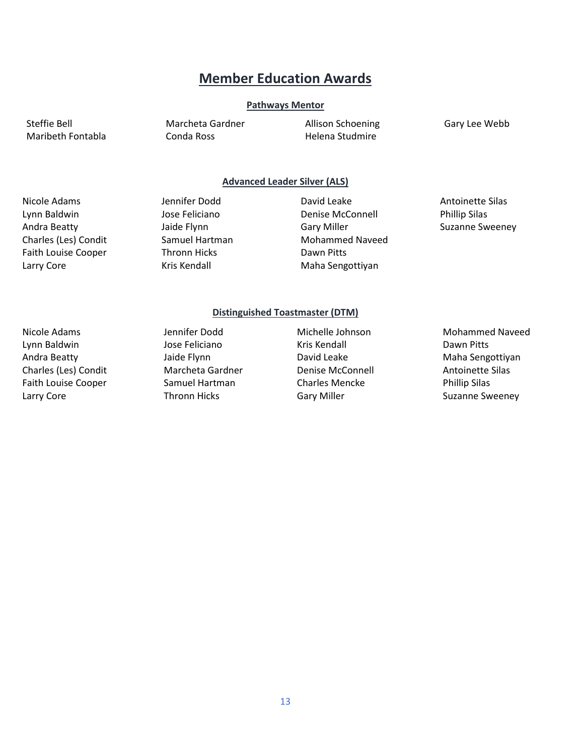# Member Education Awards

## Pathways Mentor

Steffie Bell
Maribeth Fontabla
Marcheta Gardner
Conda Ross
Allison Schoening
Helena Studmire
Gary Lee Webb

## Advanced Leader Silver (ALS)

Nicole Adams
Lynn Baldwin
Andra Beatty
Charles (Les) Condit
Faith Louise Cooper
Larry Core
Jennifer Dodd
Jose Feliciano
Jaide Flynn
Samuel Hartman
Thronn Hicks
Kris Kendall
David Leake
Denise McConnell
Gary Miller
Mohammed Naveed
Dawn Pitts
Maha Sengottiyan
Antoinette Silas
Phillip Silas
Suzanne Sweeney

## Distinguished Toastmaster (DTM)

Nicole Adams
Lynn Baldwin
Andra Beatty
Charles (Les) Condit
Faith Louise Cooper
Larry Core
Jennifer Dodd
Jose Feliciano
Jaide Flynn
Marcheta Gardner
Samuel Hartman
Thronn Hicks
Michelle Johnson
Kris Kendall
David Leake
Denise McConnell
Charles Mencke
Gary Miller
Mohammed Naveed
Dawn Pitts
Maha Sengottiyan
Antoinette Silas
Phillip Silas
Suzanne Sweeney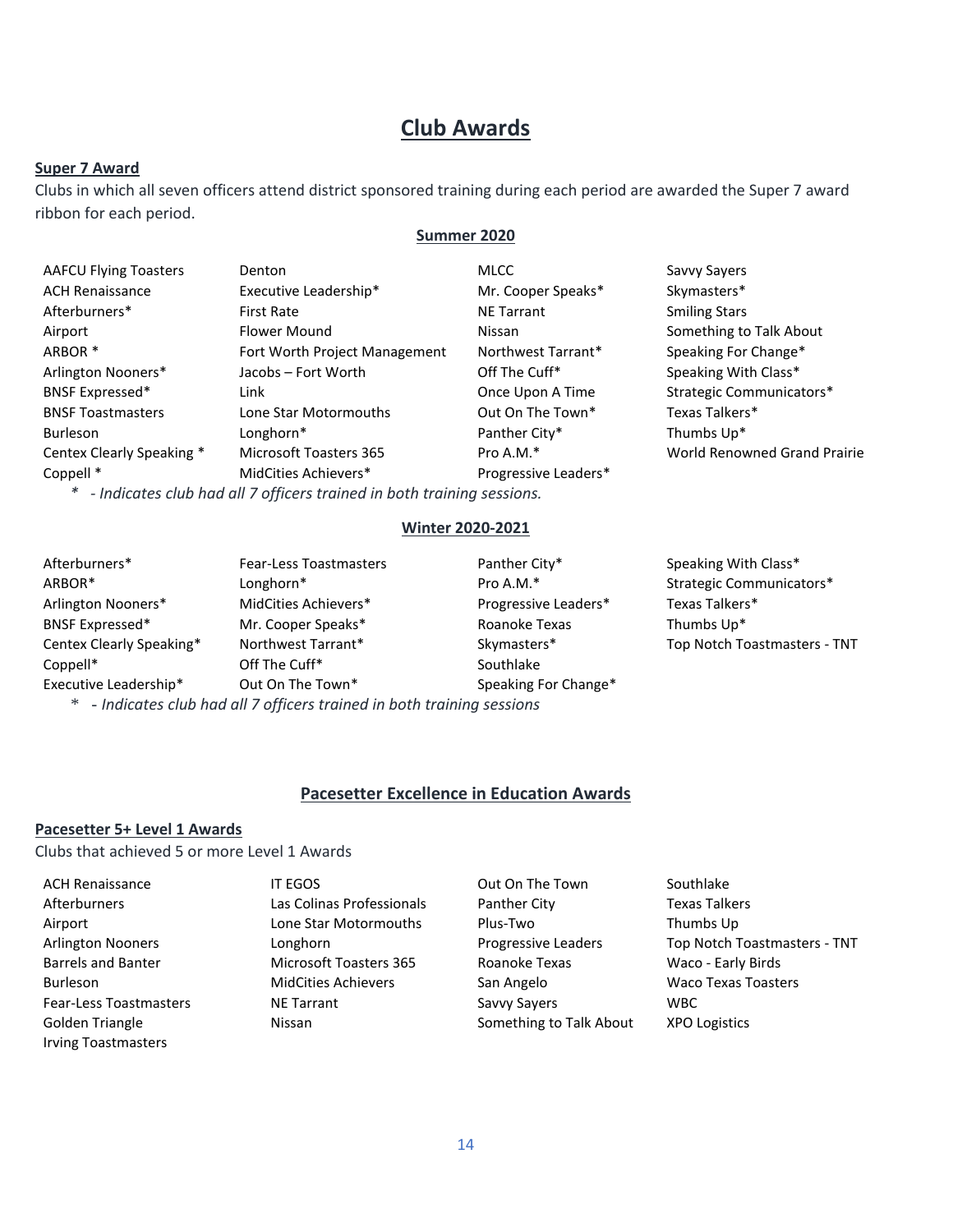# Club Awards

**Super 7 Award**

Clubs in which all seven officers attend district sponsored training during each period are awarded the Super 7 award ribbon for each period.

**Summer 2020**

- AAFCU Flying Toasters
- ACH Renaissance
- Afterburners*
- Airport
- ARBOR *
- Arlington Nooners*
- BNSF Expressed*
- BNSF Toastmasters
- Burleson
- Centex Clearly Speaking *
- Coppell *
- Denton
- Executive Leadership*
- First Rate
- Flower Mound
- Fort Worth Project Management
- Jacobs – Fort Worth
- Link
- Lone Star Motormouths
- Longhorn*
- Microsoft Toasters 365
- MidCities Achievers*
- MLCC
- Mr. Cooper Speaks*
- NE Tarrant
- Nissan
- Northwest Tarrant*
- Off The Cuff*
- Once Upon A Time
- Out On The Town*
- Panther City*
- Pro A.M.*
- Progressive Leaders*
- Savvy Sayers
- Skymasters*
- Smiling Stars
- Something to Talk About
- Speaking For Change*
- Speaking With Class*
- Strategic Communicators*
- Texas Talkers*
- Thumbs Up*
- World Renowned Grand Prairie

*\* - Indicates club had all 7 officers trained in both training sessions.*

**Winter 2020-2021**

- Afterburners*
- ARBOR*
- Arlington Nooners*
- BNSF Expressed*
- Centex Clearly Speaking*
- Coppell*
- Executive Leadership*
- Fear-Less Toastmasters
- Longhorn*
- MidCities Achievers*
- Mr. Cooper Speaks*
- Northwest Tarrant*
- Off The Cuff*
- Out On The Town*
- Panther City*
- Pro A.M.*
- Progressive Leaders*
- Roanoke Texas
- Skymasters*
- Southlake
- Speaking For Change*
- Speaking With Class*
- Strategic Communicators*
- Texas Talkers*
- Thumbs Up*
- Top Notch Toastmasters - TNT

*\* - Indicates club had all 7 officers trained in both training sessions*

## Pacesetter Excellence in Education Awards

**Pacesetter 5+ Level 1 Awards**

Clubs that achieved 5 or more Level 1 Awards

- ACH Renaissance
- Afterburners
- Airport
- Arlington Nooners
- Barrels and Banter
- Burleson
- Fear-Less Toastmasters
- Golden Triangle
- Irving Toastmasters
- IT EGOS
- Las Colinas Professionals
- Lone Star Motormouths
- Longhorn
- Microsoft Toasters 365
- MidCities Achievers
- NE Tarrant
- Nissan
- Out On The Town
- Panther City
- Plus-Two
- Progressive Leaders
- Roanoke Texas
- San Angelo
- Savvy Sayers
- Something to Talk About
- Southlake
- Texas Talkers
- Thumbs Up
- Top Notch Toastmasters - TNT
- Waco - Early Birds
- Waco Texas Toasters
- WBC
- XPO Logistics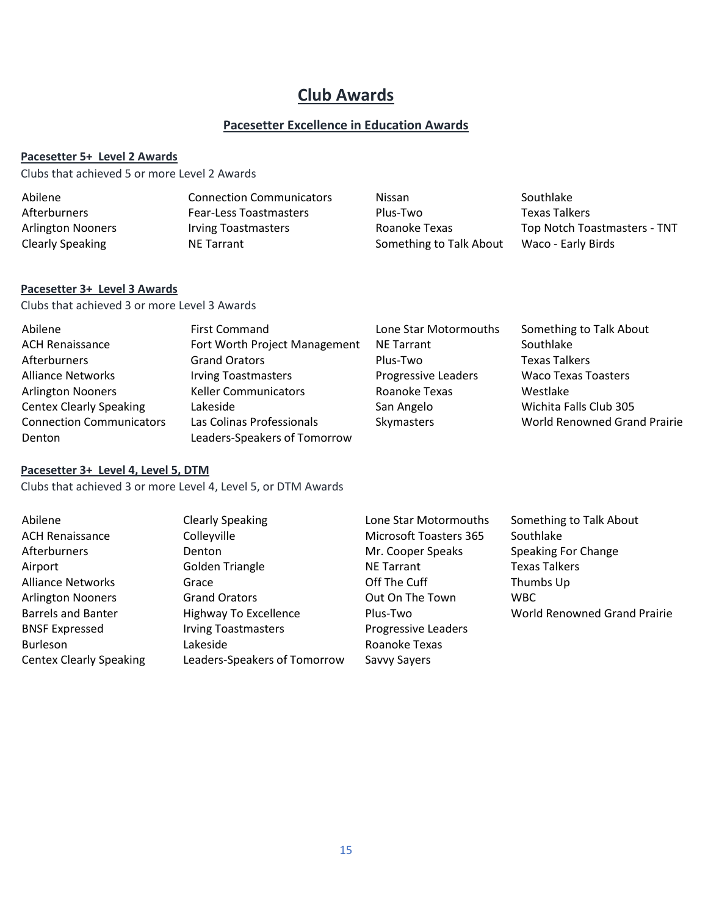# Club Awards

## Pacesetter Excellence in Education Awards

### Pacesetter 5+ Level 2 Awards

Clubs that achieved 5 or more Level 2 Awards

- Abilene
- Afterburners
- Arlington Nooners
- Clearly Speaking
- Connection Communicators
- Fear-Less Toastmasters
- Irving Toastmasters
- NE Tarrant
- Nissan
- Plus-Two
- Roanoke Texas
- Something to Talk About
- Southlake
- Texas Talkers
- Top Notch Toastmasters - TNT
- Waco - Early Birds

### Pacesetter 3+ Level 3 Awards

Clubs that achieved 3 or more Level 3 Awards

- Abilene
- ACH Renaissance
- Afterburners
- Alliance Networks
- Arlington Nooners
- Centex Clearly Speaking
- Connection Communicators
- Denton
- First Command
- Fort Worth Project Management
- Grand Orators
- Irving Toastmasters
- Keller Communicators
- Lakeside
- Las Colinas Professionals
- Leaders-Speakers of Tomorrow
- Lone Star Motormouths
- NE Tarrant
- Plus-Two
- Progressive Leaders
- Roanoke Texas
- San Angelo
- Skymasters
- Something to Talk About
- Southlake
- Texas Talkers
- Waco Texas Toasters
- Westlake
- Wichita Falls Club 305
- World Renowned Grand Prairie

### Pacesetter 3+ Level 4, Level 5, DTM

Clubs that achieved 3 or more Level 4, Level 5, or DTM Awards

- Abilene
- ACH Renaissance
- Afterburners
- Airport
- Alliance Networks
- Arlington Nooners
- Barrels and Banter
- BNSF Expressed
- Burleson
- Centex Clearly Speaking
- Clearly Speaking
- Colleyville
- Denton
- Golden Triangle
- Grace
- Grand Orators
- Highway To Excellence
- Irving Toastmasters
- Lakeside
- Leaders-Speakers of Tomorrow
- Lone Star Motormouths
- Microsoft Toasters 365
- Mr. Cooper Speaks
- NE Tarrant
- Off The Cuff
- Out On The Town
- Plus-Two
- Progressive Leaders
- Roanoke Texas
- Savvy Sayers
- Something to Talk About
- Southlake
- Speaking For Change
- Texas Talkers
- Thumbs Up
- WBC
- World Renowned Grand Prairie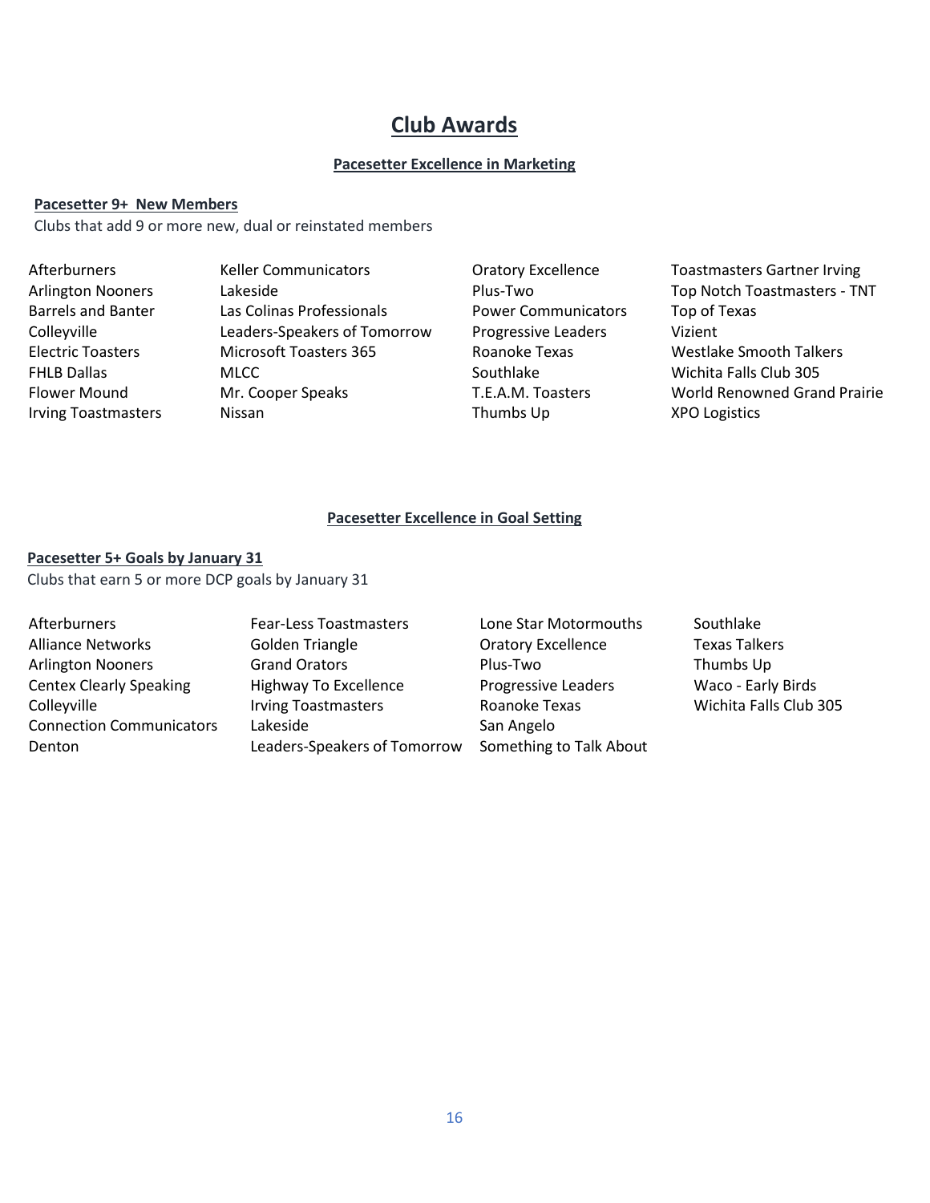# Club Awards

## Pacesetter Excellence in Marketing

### Pacesetter 9+ New Members

Clubs that add 9 or more new, dual or reinstated members

- Afterburners
- Arlington Nooners
- Barrels and Banter
- Colleyville
- Electric Toasters
- FHLB Dallas
- Flower Mound
- Irving Toastmasters
- Keller Communicators
- Lakeside
- Las Colinas Professionals
- Leaders-Speakers of Tomorrow
- Microsoft Toasters 365
- MLCC
- Mr. Cooper Speaks
- Nissan
- Oratory Excellence
- Plus-Two
- Power Communicators
- Progressive Leaders
- Roanoke Texas
- Southlake
- T.E.A.M. Toasters
- Thumbs Up
- Toastmasters Gartner Irving
- Top Notch Toastmasters - TNT
- Top of Texas
- Vizient
- Westlake Smooth Talkers
- Wichita Falls Club 305
- World Renowned Grand Prairie
- XPO Logistics

## Pacesetter Excellence in Goal Setting

### Pacesetter 5+ Goals by January 31

Clubs that earn 5 or more DCP goals by January 31

- Afterburners
- Alliance Networks
- Arlington Nooners
- Centex Clearly Speaking
- Colleyville
- Connection Communicators
- Denton
- Fear-Less Toastmasters
- Golden Triangle
- Grand Orators
- Highway To Excellence
- Irving Toastmasters
- Lakeside
- Leaders-Speakers of Tomorrow
- Lone Star Motormouths
- Oratory Excellence
- Plus-Two
- Progressive Leaders
- Roanoke Texas
- San Angelo
- Something to Talk About
- Southlake
- Texas Talkers
- Thumbs Up
- Waco - Early Birds
- Wichita Falls Club 305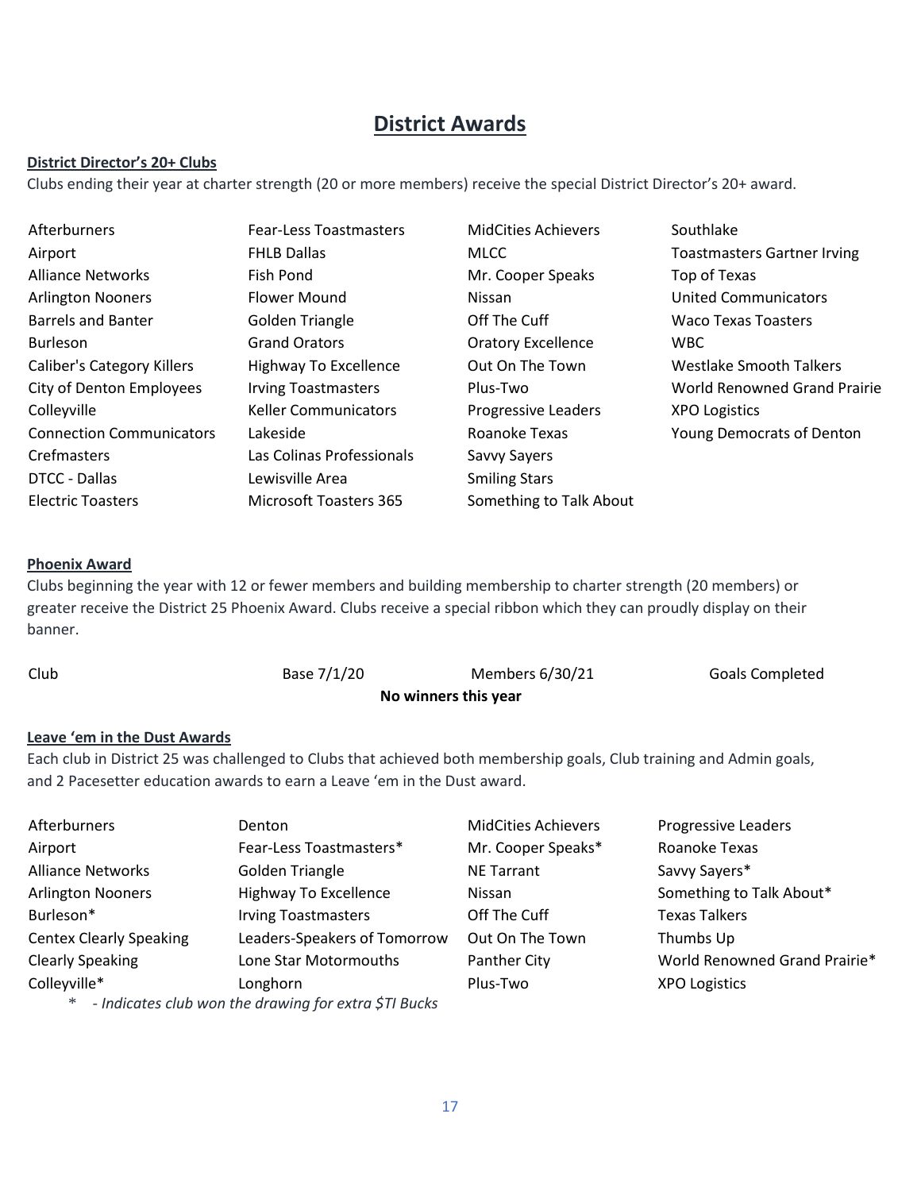# District Awards

**District Director's 20+ Clubs**

Clubs ending their year at charter strength (20 or more members) receive the special District Director's 20+ award.

| | | | |
|---|---|---|---|
| Afterburners | Fear-Less Toastmasters | MidCities Achievers | Southlake |
| Airport | FHLB Dallas | MLCC | Toastmasters Gartner Irving |
| Alliance Networks | Fish Pond | Mr. Cooper Speaks | Top of Texas |
| Arlington Nooners | Flower Mound | Nissan | United Communicators |
| Barrels and Banter | Golden Triangle | Off The Cuff | Waco Texas Toasters |
| Burleson | Grand Orators | Oratory Excellence | WBC |
| Caliber's Category Killers | Highway To Excellence | Out On The Town | Westlake Smooth Talkers |
| City of Denton Employees | Irving Toastmasters | Plus-Two | World Renowned Grand Prairie |
| Colleyville | Keller Communicators | Progressive Leaders | XPO Logistics |
| Connection Communicators | Lakeside | Roanoke Texas | Young Democrats of Denton |
| Crefmasters | Las Colinas Professionals | Savvy Sayers | |
| DTCC - Dallas | Lewisville Area | Smiling Stars | |
| Electric Toasters | Microsoft Toasters 365 | Something to Talk About | |

**Phoenix Award**

Clubs beginning the year with 12 or fewer members and building membership to charter strength (20 members) or greater receive the District 25 Phoenix Award. Clubs receive a special ribbon which they can proudly display on their banner.

| Club | Base 7/1/20 | Members 6/30/21 | Goals Completed |
|---|---|---|---|
| **No winners this year** | | | |

**Leave 'em in the Dust Awards**

Each club in District 25 was challenged to Clubs that achieved both membership goals, Club training and Admin goals, and 2 Pacesetter education awards to earn a Leave 'em in the Dust award.

| | | | |
|---|---|---|---|
| Afterburners | Denton | MidCities Achievers | Progressive Leaders |
| Airport | Fear-Less Toastmasters* | Mr. Cooper Speaks* | Roanoke Texas |
| Alliance Networks | Golden Triangle | NE Tarrant | Savvy Sayers* |
| Arlington Nooners | Highway To Excellence | Nissan | Something to Talk About* |
| Burleson* | Irving Toastmasters | Off The Cuff | Texas Talkers |
| Centex Clearly Speaking | Leaders-Speakers of Tomorrow | Out On The Town | Thumbs Up |
| Clearly Speaking | Lone Star Motormouths | Panther City | World Renowned Grand Prairie* |
| Colleyville* | Longhorn | Plus-Two | XPO Logistics |

\* *- Indicates club won the drawing for extra $TI Bucks*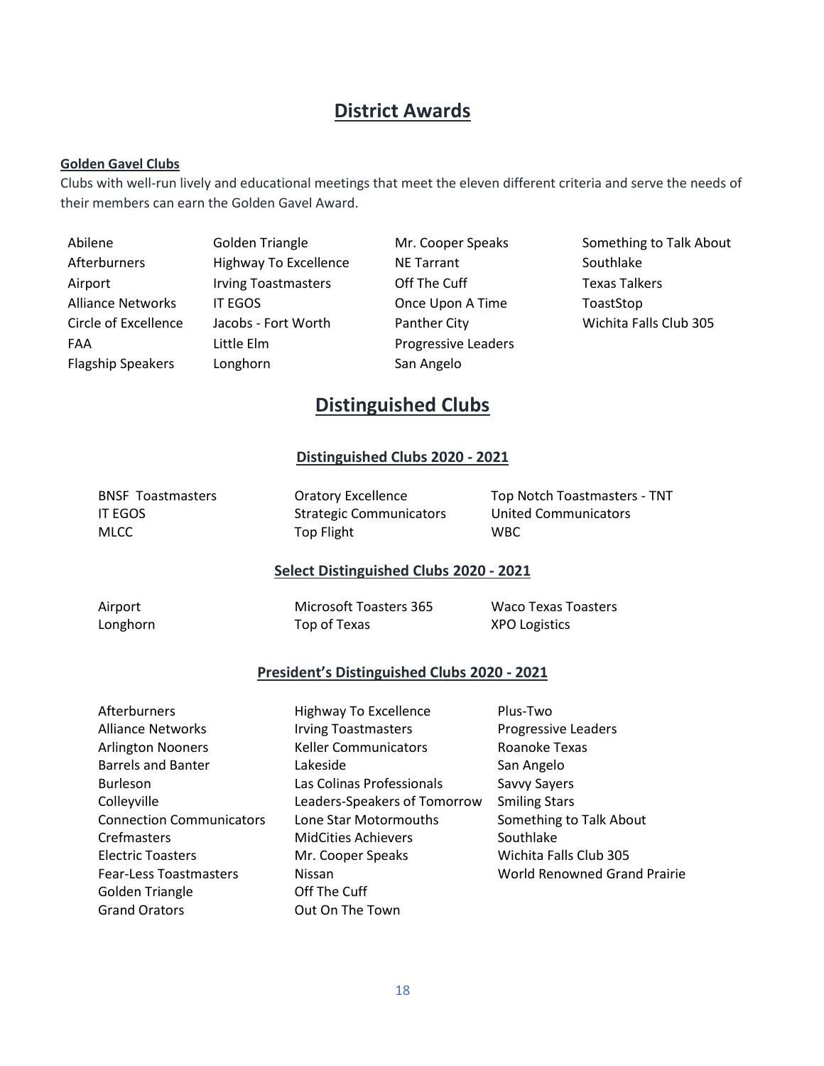# District Awards

**Golden Gavel Clubs**

Clubs with well-run lively and educational meetings that meet the eleven different criteria and serve the needs of their members can earn the Golden Gavel Award.

- Abilene
- Afterburners
- Airport
- Alliance Networks
- Circle of Excellence
- FAA
- Flagship Speakers
- Golden Triangle
- Highway To Excellence
- Irving Toastmasters
- IT EGOS
- Jacobs - Fort Worth
- Little Elm
- Longhorn
- Mr. Cooper Speaks
- NE Tarrant
- Off The Cuff
- Once Upon A Time
- Panther City
- Progressive Leaders
- San Angelo
- Something to Talk About
- Southlake
- Texas Talkers
- ToastStop
- Wichita Falls Club 305

# Distinguished Clubs

## Distinguished Clubs 2020 - 2021

- BNSF Toastmasters
- IT EGOS
- MLCC
- Oratory Excellence
- Strategic Communicators
- Top Flight
- Top Notch Toastmasters - TNT
- United Communicators
- WBC

## Select Distinguished Clubs 2020 - 2021

- Airport
- Longhorn
- Microsoft Toasters 365
- Top of Texas
- Waco Texas Toasters
- XPO Logistics

## President's Distinguished Clubs 2020 - 2021

- Afterburners
- Alliance Networks
- Arlington Nooners
- Barrels and Banter
- Burleson
- Colleyville
- Connection Communicators
- Crefmasters
- Electric Toasters
- Fear-Less Toastmasters
- Golden Triangle
- Grand Orators
- Highway To Excellence
- Irving Toastmasters
- Keller Communicators
- Lakeside
- Las Colinas Professionals
- Leaders-Speakers of Tomorrow
- Lone Star Motormouths
- MidCities Achievers
- Mr. Cooper Speaks
- Nissan
- Off The Cuff
- Out On The Town
- Plus-Two
- Progressive Leaders
- Roanoke Texas
- San Angelo
- Savvy Sayers
- Smiling Stars
- Something to Talk About
- Southlake
- Wichita Falls Club 305
- World Renowned Grand Prairie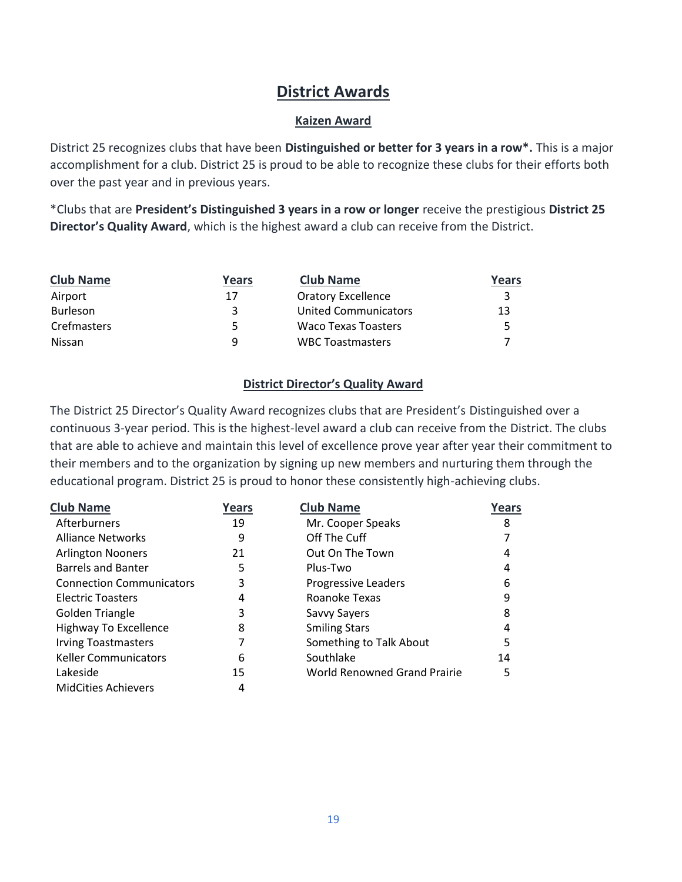# District Awards

## Kaizen Award

District 25 recognizes clubs that have been **Distinguished or better for 3 years in a row*.** This is a major accomplishment for a club. District 25 is proud to be able to recognize these clubs for their efforts both over the past year and in previous years.

*Clubs that are **President's Distinguished 3 years in a row or longer** receive the prestigious **District 25 Director's Quality Award**, which is the highest award a club can receive from the District.

| Club Name | Years | Club Name | Years |
|---|---|---|---|
| Airport | 17 | Oratory Excellence | 3 |
| Burleson | 3 | United Communicators | 13 |
| Crefmasters | 5 | Waco Texas Toasters | 5 |
| Nissan | 9 | WBC Toastmasters | 7 |

## District Director's Quality Award

The District 25 Director's Quality Award recognizes clubs that are President's Distinguished over a continuous 3-year period. This is the highest-level award a club can receive from the District. The clubs that are able to achieve and maintain this level of excellence prove year after year their commitment to their members and to the organization by signing up new members and nurturing them through the educational program. District 25 is proud to honor these consistently high-achieving clubs.

| Club Name | Years | Club Name | Years |
|---|---|---|---|
| Afterburners | 19 | Mr. Cooper Speaks | 8 |
| Alliance Networks | 9 | Off The Cuff | 7 |
| Arlington Nooners | 21 | Out On The Town | 4 |
| Barrels and Banter | 5 | Plus-Two | 4 |
| Connection Communicators | 3 | Progressive Leaders | 6 |
| Electric Toasters | 4 | Roanoke Texas | 9 |
| Golden Triangle | 3 | Savvy Sayers | 8 |
| Highway To Excellence | 8 | Smiling Stars | 4 |
| Irving Toastmasters | 7 | Something to Talk About | 5 |
| Keller Communicators | 6 | Southlake | 14 |
| Lakeside | 15 | World Renowned Grand Prairie | 5 |
| MidCities Achievers | 4 | | |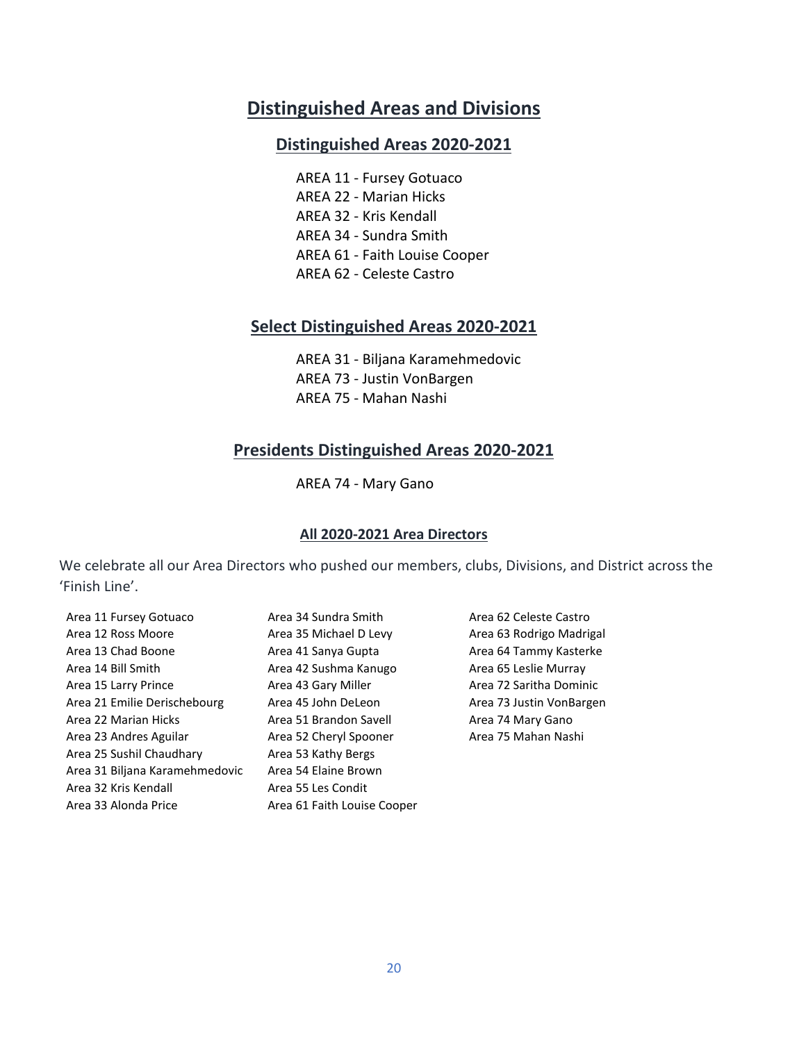# Distinguished Areas and Divisions

## Distinguished Areas 2020-2021

AREA 11 - Fursey Gotuaco
AREA 22 - Marian Hicks
AREA 32 - Kris Kendall
AREA 34 - Sundra Smith
AREA 61 - Faith Louise Cooper
AREA 62 - Celeste Castro

## Select Distinguished Areas 2020-2021

AREA 31 - Biljana Karamehmedovic
AREA 73 - Justin VonBargen
AREA 75 - Mahan Nashi

## Presidents Distinguished Areas 2020-2021

AREA 74 - Mary Gano

### All 2020-2021 Area Directors

We celebrate all our Area Directors who pushed our members, clubs, Divisions, and District across the 'Finish Line'.

Area 11 Fursey Gotuaco
Area 12 Ross Moore
Area 13 Chad Boone
Area 14 Bill Smith
Area 15 Larry Prince
Area 21 Emilie Derischebourg
Area 22 Marian Hicks
Area 23 Andres Aguilar
Area 25 Sushil Chaudhary
Area 31 Biljana Karamehmedovic
Area 32 Kris Kendall
Area 33 Alonda Price
Area 34 Sundra Smith
Area 35 Michael D Levy
Area 41 Sanya Gupta
Area 42 Sushma Kanugo
Area 43 Gary Miller
Area 45 John DeLeon
Area 51 Brandon Savell
Area 52 Cheryl Spooner
Area 53 Kathy Bergs
Area 54 Elaine Brown
Area 55 Les Condit
Area 61 Faith Louise Cooper
Area 62 Celeste Castro
Area 63 Rodrigo Madrigal
Area 64 Tammy Kasterke
Area 65 Leslie Murray
Area 72 Saritha Dominic
Area 73 Justin VonBargen
Area 74 Mary Gano
Area 75 Mahan Nashi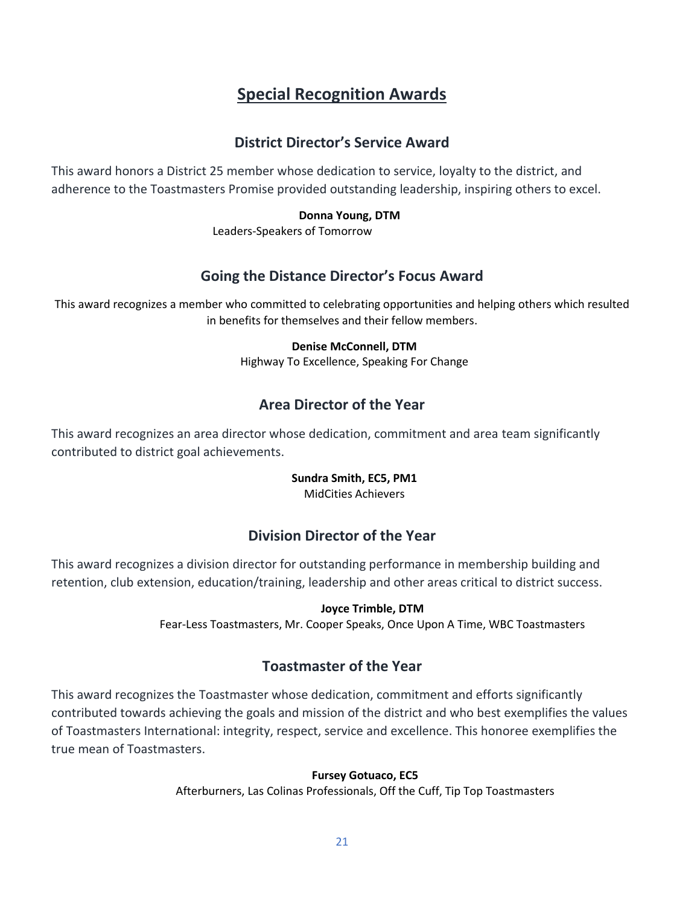# Special Recognition Awards

## District Director's Service Award

This award honors a District 25 member whose dedication to service, loyalty to the district, and adherence to the Toastmasters Promise provided outstanding leadership, inspiring others to excel.

**Donna Young, DTM**
Leaders-Speakers of Tomorrow

## Going the Distance Director's Focus Award

This award recognizes a member who committed to celebrating opportunities and helping others which resulted in benefits for themselves and their fellow members.

**Denise McConnell, DTM**
Highway To Excellence, Speaking For Change

## Area Director of the Year

This award recognizes an area director whose dedication, commitment and area team significantly contributed to district goal achievements.

**Sundra Smith, EC5, PM1**
MidCities Achievers

## Division Director of the Year

This award recognizes a division director for outstanding performance in membership building and retention, club extension, education/training, leadership and other areas critical to district success.

**Joyce Trimble, DTM**
Fear-Less Toastmasters, Mr. Cooper Speaks, Once Upon A Time, WBC Toastmasters

## Toastmaster of the Year

This award recognizes the Toastmaster whose dedication, commitment and efforts significantly contributed towards achieving the goals and mission of the district and who best exemplifies the values of Toastmasters International: integrity, respect, service and excellence. This honoree exemplifies the true mean of Toastmasters.

**Fursey Gotuaco, EC5**
Afterburners, Las Colinas Professionals, Off the Cuff, Tip Top Toastmasters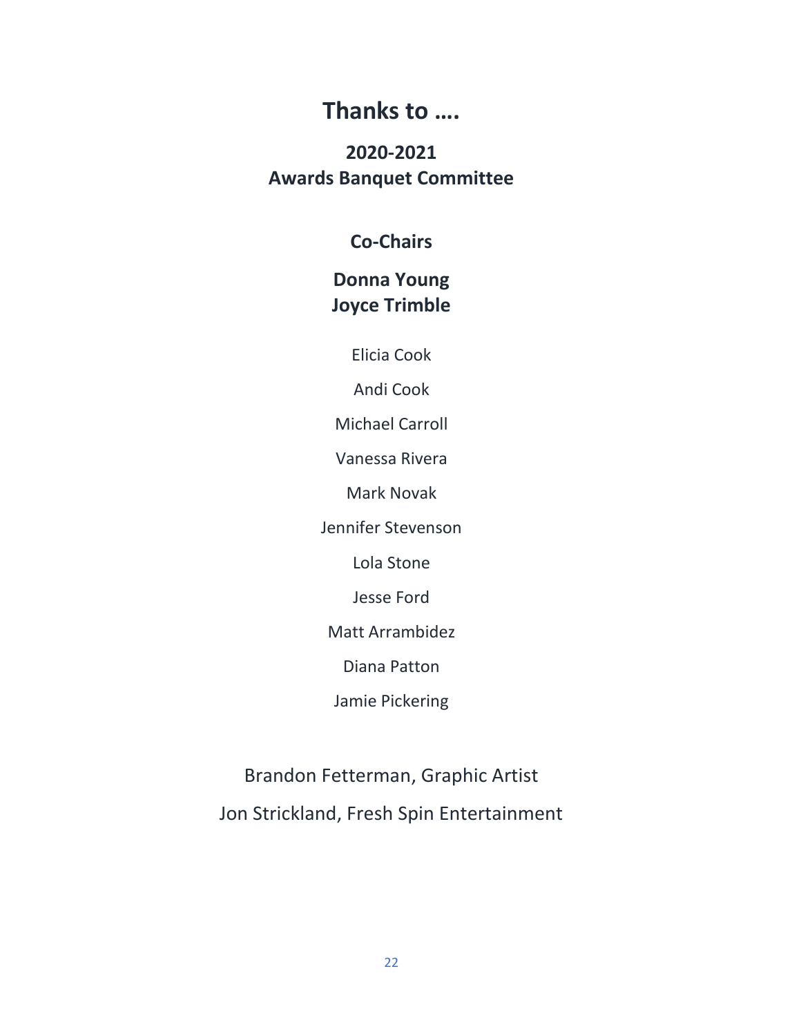# Thanks to ….

## 2020-2021
## Awards Banquet Committee

### Co-Chairs

**Donna Young**
**Joyce Trimble**

Elicia Cook

Andi Cook

Michael Carroll

Vanessa Rivera

Mark Novak

Jennifer Stevenson

Lola Stone

Jesse Ford

Matt Arrambidez

Diana Patton

Jamie Pickering

Brandon Fetterman, Graphic Artist

Jon Strickland, Fresh Spin Entertainment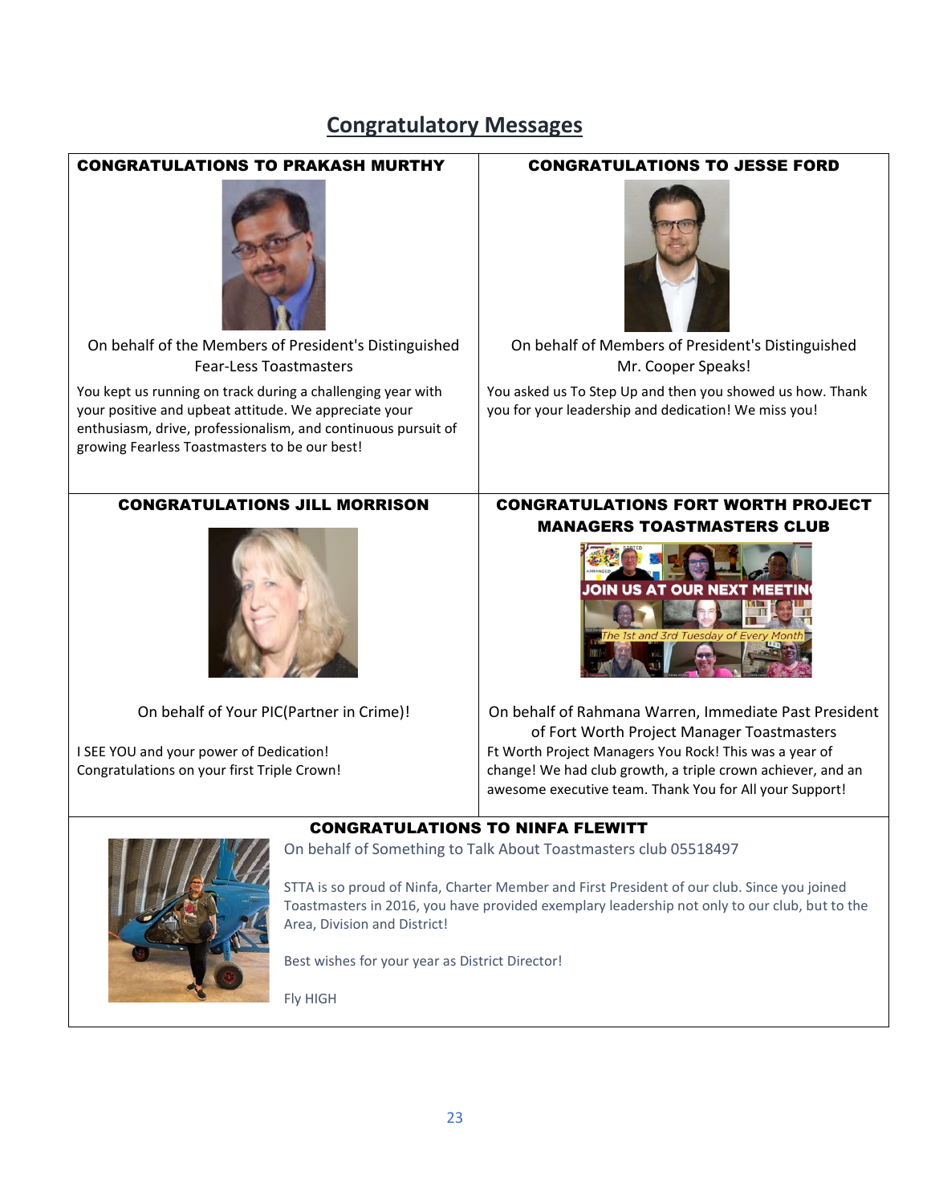# Congratulatory Messages

### CONGRATULATIONS TO PRAKASH MURTHY

On behalf of the Members of President's Distinguished Fear-Less Toastmasters

You kept us running on track during a challenging year with your positive and upbeat attitude. We appreciate your enthusiasm, drive, professionalism, and continuous pursuit of growing Fearless Toastmasters to be our best!

### CONGRATULATIONS TO JESSE FORD

On behalf of Members of President's Distinguished Mr. Cooper Speaks!

You asked us To Step Up and then you showed us how. Thank you for your leadership and dedication! We miss you!

### CONGRATULATIONS JILL MORRISON

On behalf of Your PIC(Partner in Crime)!

I SEE YOU and your power of Dedication!
Congratulations on your first Triple Crown!

### CONGRATULATIONS FORT WORTH PROJECT MANAGERS TOASTMASTERS CLUB

JOIN US AT OUR NEXT MEETING

The 1st and 3rd Tuesday of Every Month

On behalf of Rahmana Warren, Immediate Past President of Fort Worth Project Manager Toastmasters

Ft Worth Project Managers You Rock! This was a year of change! We had club growth, a triple crown achiever, and an awesome executive team. Thank You for All your Support!

### CONGRATULATIONS TO NINFA FLEWITT

On behalf of Something to Talk About Toastmasters club 05518497

STTA is so proud of Ninfa, Charter Member and First President of our club. Since you joined Toastmasters in 2016, you have provided exemplary leadership not only to our club, but to the Area, Division and District!

Best wishes for your year as District Director!

Fly HIGH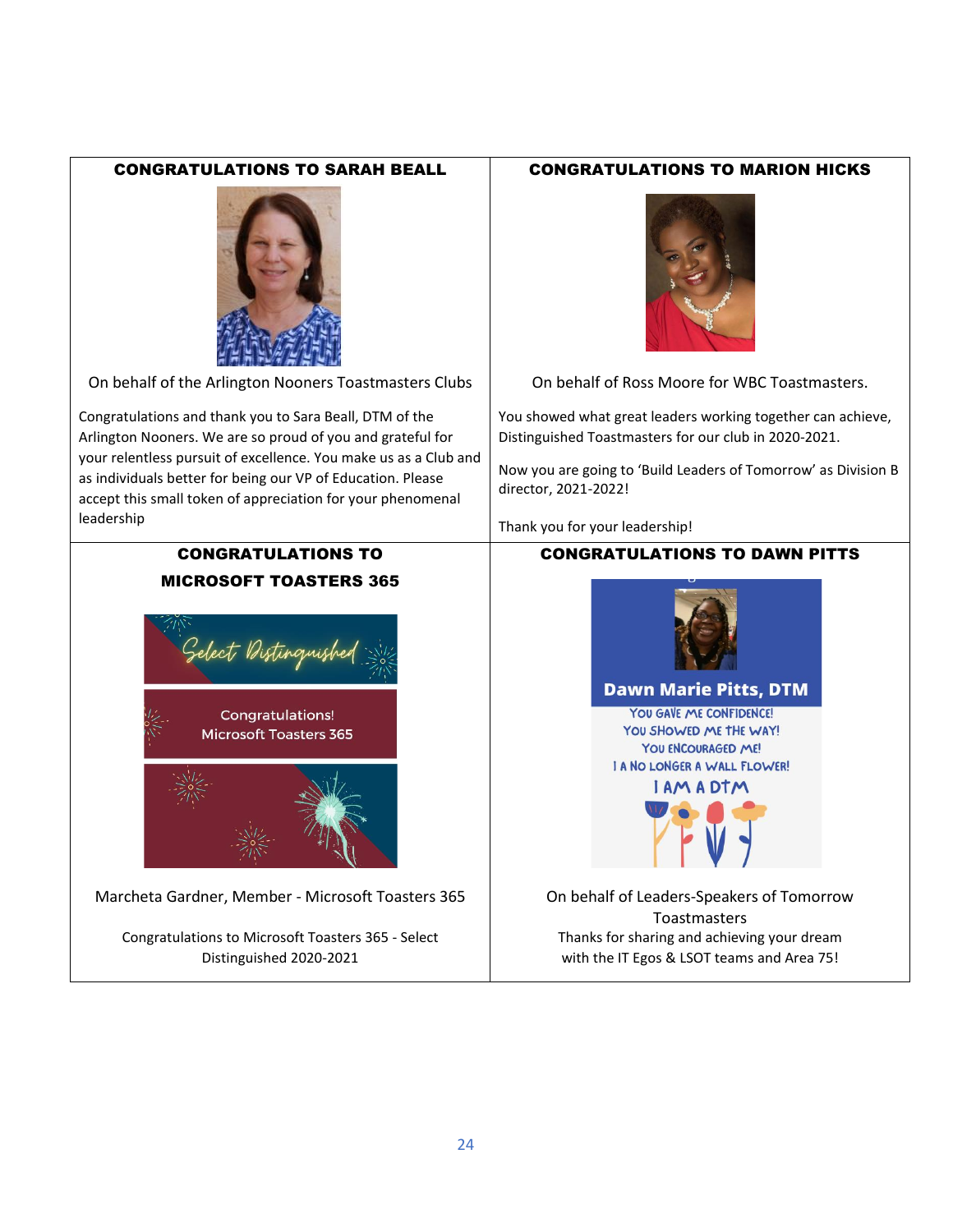## CONGRATULATIONS TO SARAH BEALL

On behalf of the Arlington Nooners Toastmasters Clubs

Congratulations and thank you to Sara Beall, DTM of the Arlington Nooners. We are so proud of you and grateful for your relentless pursuit of excellence. You make us as a Club and as individuals better for being our VP of Education. Please accept this small token of appreciation for your phenomenal leadership

## CONGRATULATIONS TO MARION HICKS

On behalf of Ross Moore for WBC Toastmasters.

You showed what great leaders working together can achieve, Distinguished Toastmasters for our club in 2020-2021.

Now you are going to 'Build Leaders of Tomorrow' as Division B director, 2021-2022!

Thank you for your leadership!

## CONGRATULATIONS TO MICROSOFT TOASTERS 365

Select Distinguished

Congratulations!
Microsoft Toasters 365

Marcheta Gardner, Member - Microsoft Toasters 365

Congratulations to Microsoft Toasters 365 - Select Distinguished 2020-2021

## CONGRATULATIONS TO DAWN PITTS

**Dawn Marie Pitts, DTM**

YOU GAVE ME CONFIDENCE!
YOU SHOWED ME THE WAY!
YOU ENCOURAGED ME!
I A NO LONGER A WALL FLOWER!
I AM A DTM

On behalf of Leaders-Speakers of Tomorrow Toastmasters

Thanks for sharing and achieving your dream with the IT Egos & LSOT teams and Area 75!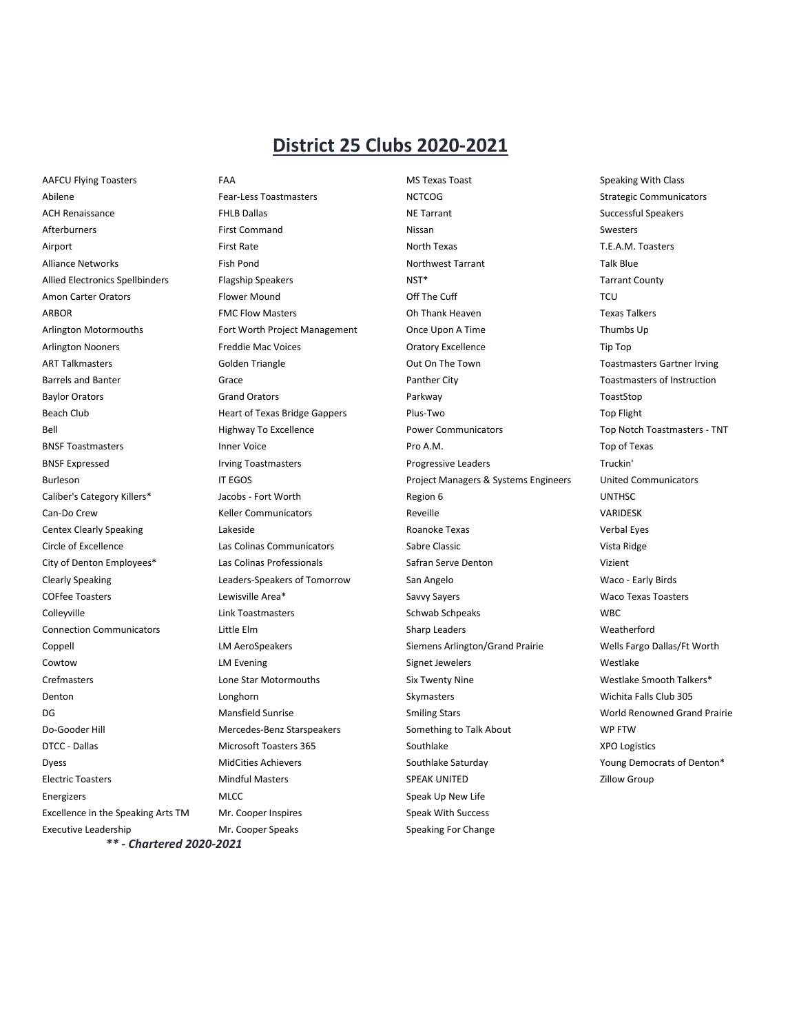# District 25 Clubs 2020-2021

AAFCU Flying Toasters
Abilene
ACH Renaissance
Afterburners
Airport
Alliance Networks
Allied Electronics Spellbinders
Amon Carter Orators
ARBOR
Arlington Motormouths
Arlington Nooners
ART Talkmasters
Barrels and Banter
Baylor Orators
Beach Club
Bell
BNSF Toastmasters
BNSF Expressed
Burleson
Caliber's Category Killers*
Can-Do Crew
Centex Clearly Speaking
Circle of Excellence
City of Denton Employees*
Clearly Speaking
COFfee Toasters
Colleyville
Connection Communicators
Coppell
Cowtow
Crefmasters
Denton
DG
Do-Gooder Hill
DTCC - Dallas
Dyess
Electric Toasters
Energizers
Excellence in the Speaking Arts TM
Executive Leadership

FAA
Fear-Less Toastmasters
FHLB Dallas
First Command
First Rate
Fish Pond
Flagship Speakers
Flower Mound
FMC Flow Masters
Fort Worth Project Management
Freddie Mac Voices
Golden Triangle
Grace
Grand Orators
Heart of Texas Bridge Gappers
Highway To Excellence
Inner Voice
Irving Toastmasters
IT EGOS
Jacobs - Fort Worth
Keller Communicators
Lakeside
Las Colinas Communicators
Las Colinas Professionals
Leaders-Speakers of Tomorrow
Lewisville Area*
Link Toastmasters
Little Elm
LM AeroSpeakers
LM Evening
Lone Star Motormouths
Longhorn
Mansfield Sunrise
Mercedes-Benz Starspeakers
Microsoft Toasters 365
MidCities Achievers
Mindful Masters
MLCC
Mr. Cooper Inspires
Mr. Cooper Speaks

MS Texas Toast
NCTCOG
NE Tarrant
Nissan
North Texas
Northwest Tarrant
NST*
Off The Cuff
Oh Thank Heaven
Once Upon A Time
Oratory Excellence
Out On The Town
Panther City
Parkway
Plus-Two
Power Communicators
Pro A.M.
Progressive Leaders
Project Managers & Systems Engineers
Region 6
Reveille
Roanoke Texas
Sabre Classic
Safran Serve Denton
San Angelo
Savvy Sayers
Schwab Schpeaks
Sharp Leaders
Siemens Arlington/Grand Prairie
Signet Jewelers
Six Twenty Nine
Skymasters
Smiling Stars
Something to Talk About
Southlake
Southlake Saturday
SPEAK UNITED
Speak Up New Life
Speak With Success
Speaking For Change

Speaking With Class
Strategic Communicators
Successful Speakers
Swesters
T.E.A.M. Toasters
Talk Blue
Tarrant County
TCU
Texas Talkers
Thumbs Up
Tip Top
Toastmasters Gartner Irving
Toastmasters of Instruction
ToastStop
Top Flight
Top Notch Toastmasters - TNT
Top of Texas
Truckin'
United Communicators
UNTHSC
VARIDESK
Verbal Eyes
Vista Ridge
Vizient
Waco - Early Birds
Waco Texas Toasters
WBC
Weatherford
Wells Fargo Dallas/Ft Worth
Westlake
Westlake Smooth Talkers*
Wichita Falls Club 305
World Renowned Grand Prairie
WP FTW
XPO Logistics
Young Democrats of Denton*
Zillow Group

***\*\* - Chartered 2020-2021***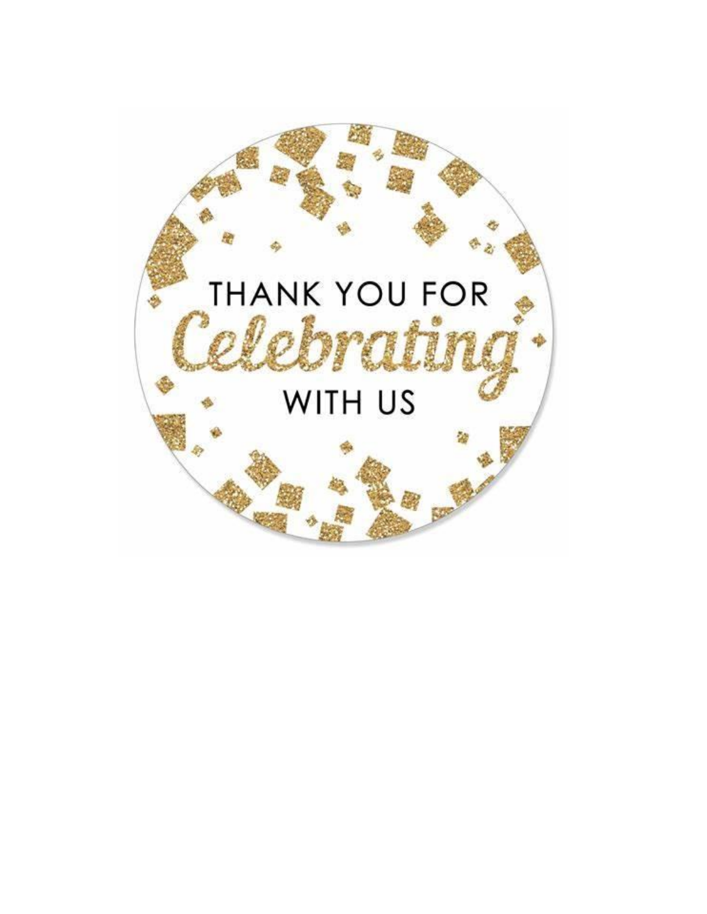THANK YOU FOR

*Celebrating*

WITH US